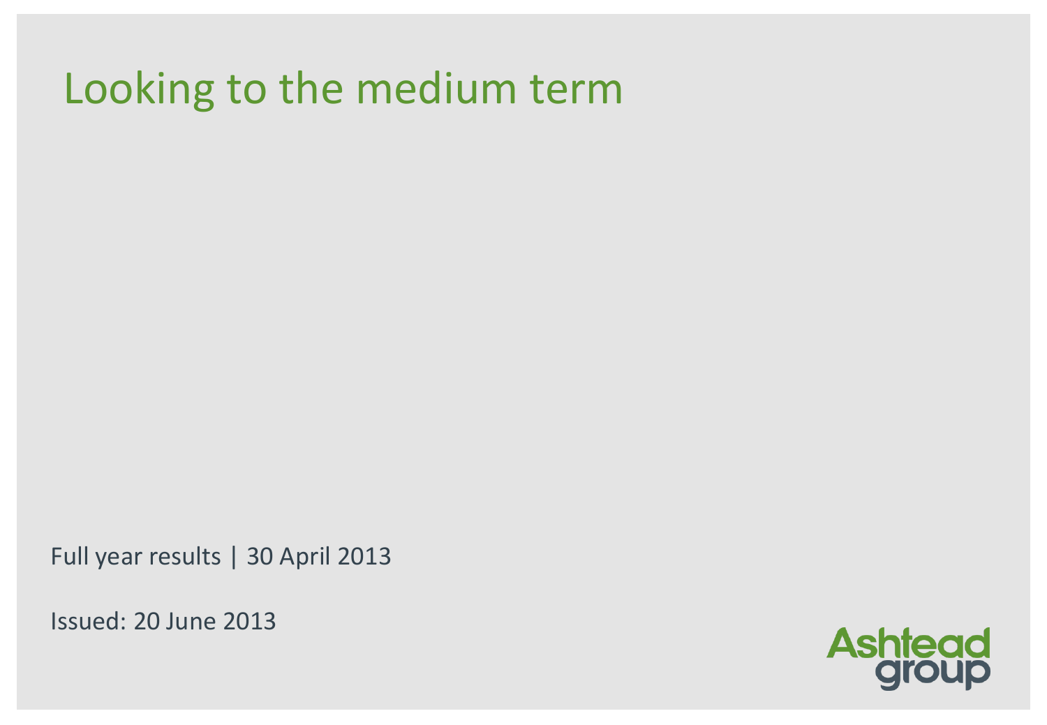# Looking to the medium term

Full year results | 30 April 2013

Issued: 20 June 2013

Ashtead group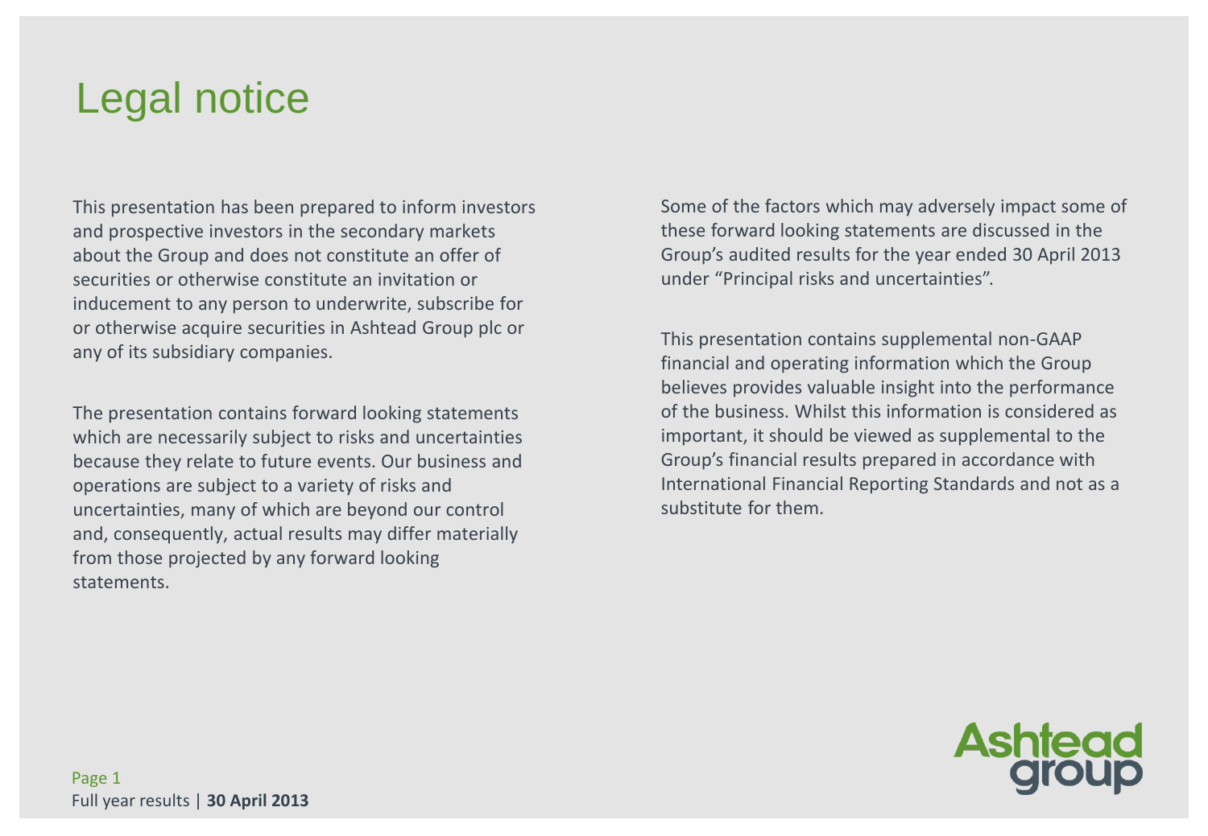# Legal notice

This presentation has been prepared to inform investors and prospective investors in the secondary markets about the Group and does not constitute an offer of securities or otherwise constitute an invitation or inducement to any person to underwrite, subscribe for or otherwise acquire securities in Ashtead Group plc or any of its subsidiary companies.

The presentation contains forward looking statements which are necessarily subject to risks and uncertainties because they relate to future events. Our business and operations are subject to a variety of risks and uncertainties, many of which are beyond our control and, consequently, actual results may differ materially from those projected by any forward looking statements.

Some of the factors which may adversely impact some of these forward looking statements are discussed in the Group's audited results for the year ended 30 April 2013 under "Principal risks and uncertainties".

This presentation contains supplemental non-GAAP financial and operating information which the Group believes provides valuable insight into the performance of the business. Whilst this information is considered as important, it should be viewed as supplemental to the Group's financial results prepared in accordance with International Financial Reporting Standards and not as a substitute for them.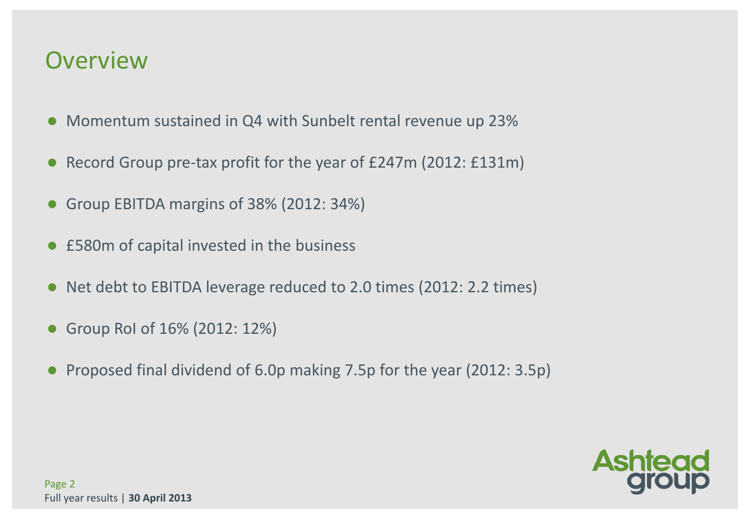# Overview

- Momentum sustained in Q4 with Sunbelt rental revenue up 23%
- Record Group pre-tax profit for the year of £247m (2012: £131m)
- Group EBITDA margins of 38% (2012: 34%)
- £580m of capital invested in the business
- Net debt to EBITDA leverage reduced to 2.0 times (2012: 2.2 times)
- Group RoI of 16% (2012: 12%)
- Proposed final dividend of 6.0p making 7.5p for the year (2012: 3.5p)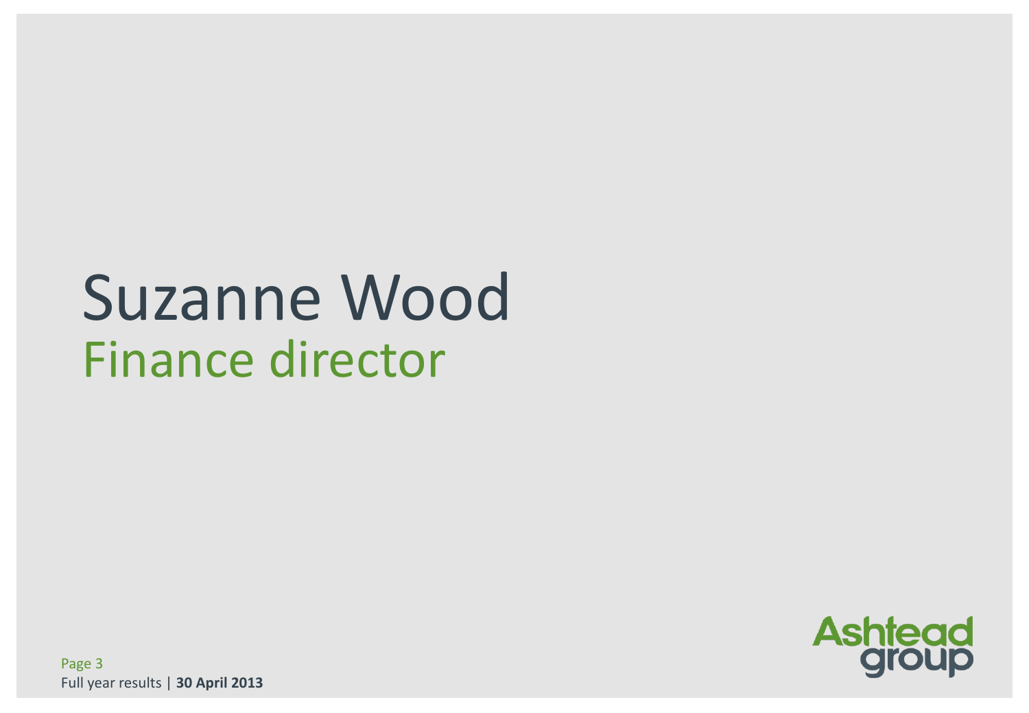# Suzanne Wood

## Finance director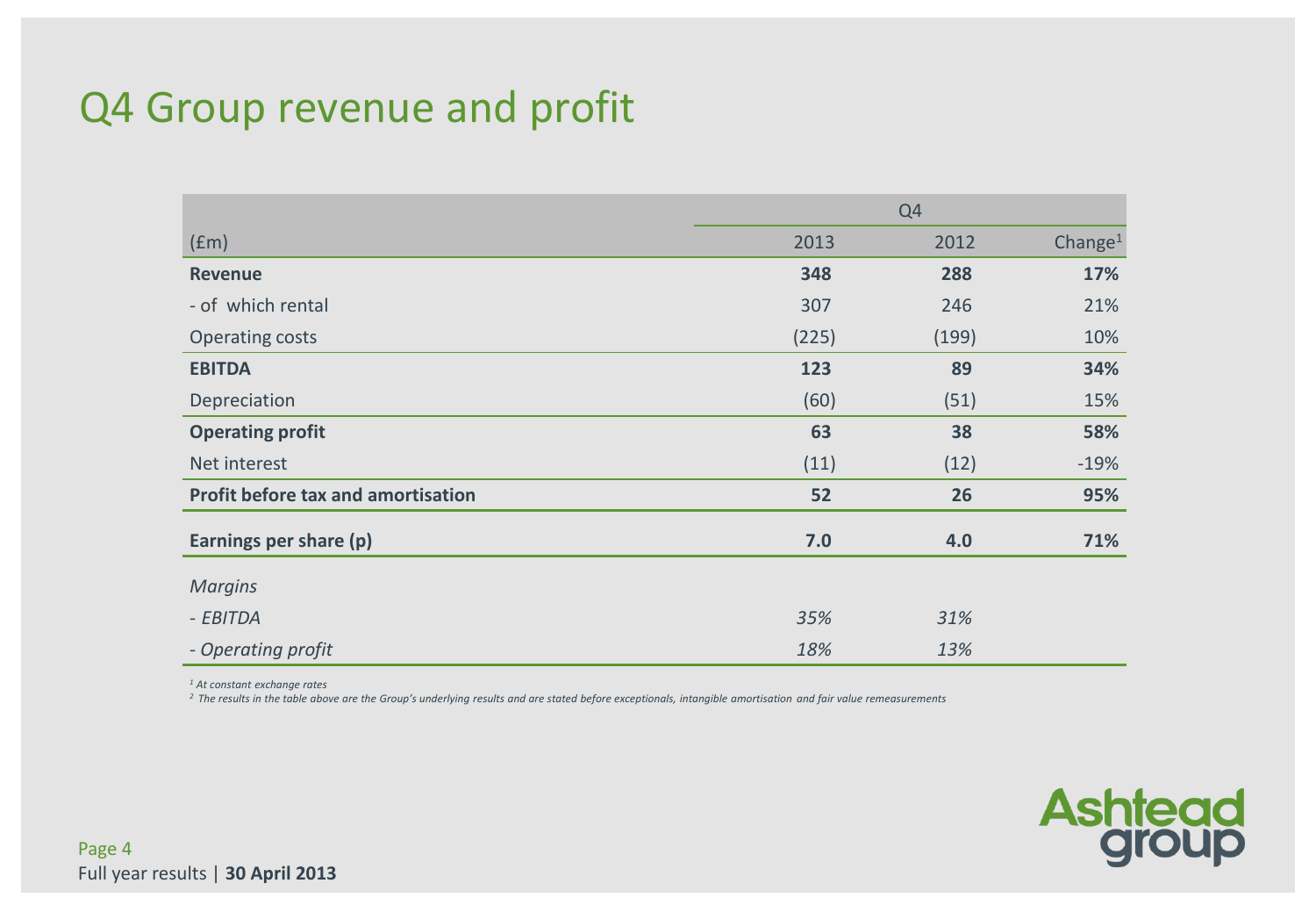# Q4 Group revenue and profit

| | Q4 | | |
|---|---|---|---|
| (£m) | 2013 | 2012 | Change[1] |
| **Revenue** | **348** | **288** | **17%** |
| - of which rental | 307 | 246 | 21% |
| Operating costs | (225) | (199) | 10% |
| **EBITDA** | **123** | **89** | **34%** |
| Depreciation | (60) | (51) | 15% |
| **Operating profit** | **63** | **38** | **58%** |
| Net interest | (11) | (12) | -19% |
| **Profit before tax and amortisation** | **52** | **26** | **95%** |
| **Earnings per share (p)** | **7.0** | **4.0** | **71%** |
| *Margins* | | | |
| *- EBITDA* | *35%* | *31%* | |
| *- Operating profit* | *18%* | *13%* | |

*[1] At constant exchange rates*

*[2] The results in the table above are the Group's underlying results and are stated before exceptionals, intangible amortisation and fair value remeasurements*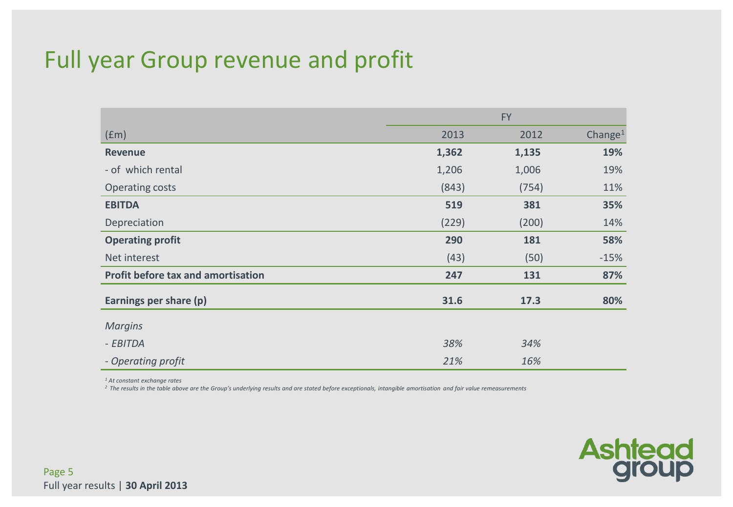# Full year Group revenue and profit

| (£m) | FY 2013 | FY 2012 | Change[1] |
|---|---|---|---|
| **Revenue** | **1,362** | **1,135** | **19%** |
| - of which rental | 1,206 | 1,006 | 19% |
| Operating costs | (843) | (754) | 11% |
| **EBITDA** | **519** | **381** | **35%** |
| Depreciation | (229) | (200) | 14% |
| **Operating profit** | **290** | **181** | **58%** |
| Net interest | (43) | (50) | -15% |
| **Profit before tax and amortisation** | **247** | **131** | **87%** |
| **Earnings per share (p)** | **31.6** | **17.3** | **80%** |
| *Margins* | | | |
| *- EBITDA* | *38%* | *34%* | |
| *- Operating profit* | *21%* | *16%* | |

*[1] At constant exchange rates*

*[2] The results in the table above are the Group's underlying results and are stated before exceptionals, intangible amortisation and fair value remeasurements*

Full year results | **30 April 2013**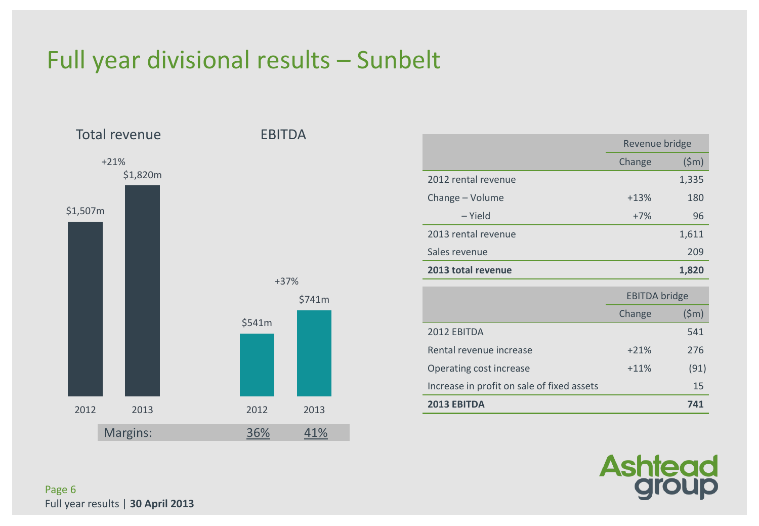# Full year divisional results – Sunbelt

**Total revenue**

| | 2012 | 2013 |
|---|---|---|
| Total revenue | $1,507m | $1,820m |

+21%

**EBITDA**

| | 2012 | 2013 |
|---|---|---|
| EBITDA | $541m | $741m |

+37%

| Margins: | 36% | 41% |
|---|---|---|

| | Revenue bridge | |
|---|---|---|
| | Change | ($m) |
| 2012 rental revenue | | 1,335 |
| Change – Volume | +13% | 180 |
| – Yield | +7% | 96 |
| 2013 rental revenue | | 1,611 |
| Sales revenue | | 209 |
| **2013 total revenue** | | **1,820** |

| | EBITDA bridge | |
|---|---|---|
| | Change | ($m) |
| 2012 EBITDA | | 541 |
| Rental revenue increase | +21% | 276 |
| Operating cost increase | +11% | (91) |
| Increase in profit on sale of fixed assets | | 15 |
| **2013 EBITDA** | | **741** |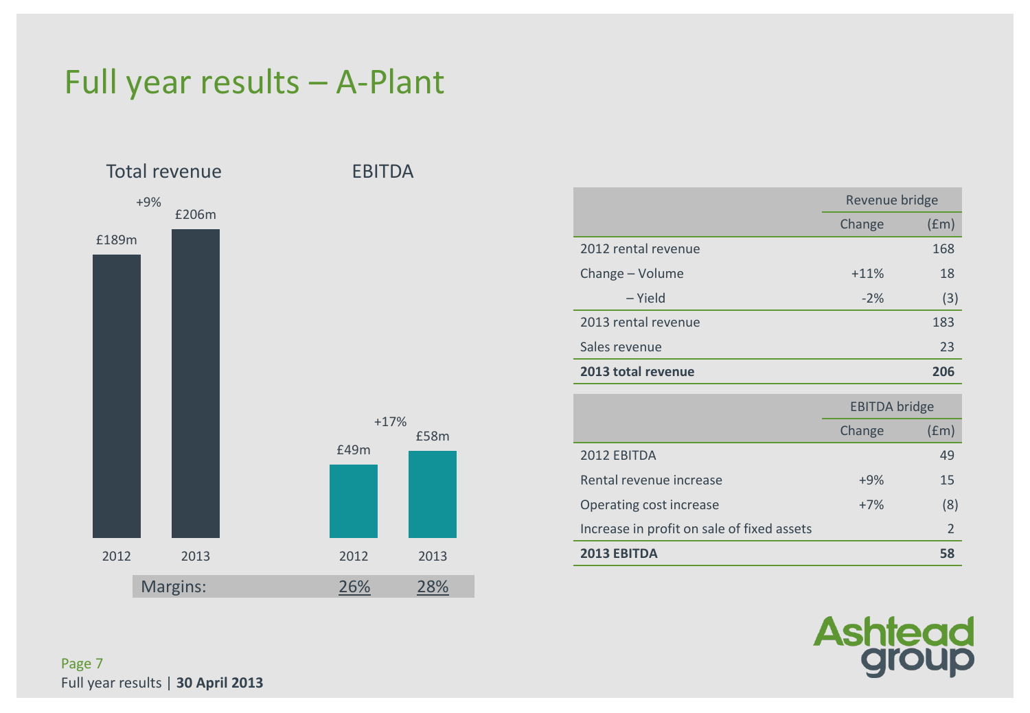# Full year results – A-Plant

## Total revenue

| | 2012 | 2013 |
|---|---|---|
| Total revenue | £189m | £206m |

+9%

## EBITDA

| | 2012 | 2013 |
|---|---|---|
| EBITDA | £49m | £58m |
| Margins: | 26% | 28% |

+17%

| | Revenue bridge | |
|---|---|---|
| | Change | (£m) |
| 2012 rental revenue | | 168 |
| Change – Volume | +11% | 18 |
| – Yield | -2% | (3) |
| 2013 rental revenue | | 183 |
| Sales revenue | | 23 |
| **2013 total revenue** | | **206** |

| | EBITDA bridge | |
|---|---|---|
| | Change | (£m) |
| 2012 EBITDA | | 49 |
| Rental revenue increase | +9% | 15 |
| Operating cost increase | +7% | (8) |
| Increase in profit on sale of fixed assets | | 2 |
| **2013 EBITDA** | | **58** |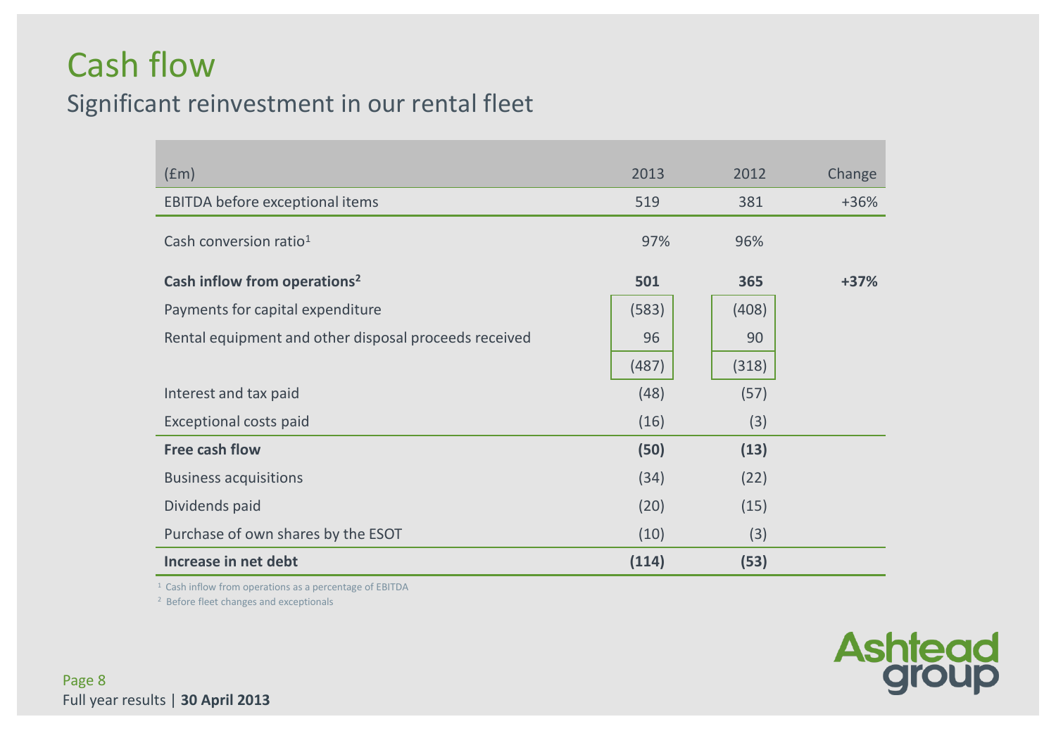# Cash flow

## Significant reinvestment in our rental fleet

| (£m) | 2013 | 2012 | Change |
|---|---|---|---|
| EBITDA before exceptional items | 519 | 381 | +36% |
| Cash conversion ratio[1] | 97% | 96% | |
| **Cash inflow from operations[2]** | **501** | **365** | **+37%** |
| Payments for capital expenditure | (583) | (408) | |
| Rental equipment and other disposal proceeds received | 96 | 90 | |
| | (487) | (318) | |
| Interest and tax paid | (48) | (57) | |
| Exceptional costs paid | (16) | (3) | |
| **Free cash flow** | **(50)** | **(13)** | |
| Business acquisitions | (34) | (22) | |
| Dividends paid | (20) | (15) | |
| Purchase of own shares by the ESOT | (10) | (3) | |
| **Increase in net debt** | **(114)** | **(53)** | |

[1] Cash inflow from operations as a percentage of EBITDA

[2] Before fleet changes and exceptionals

Full year results | **30 April 2013**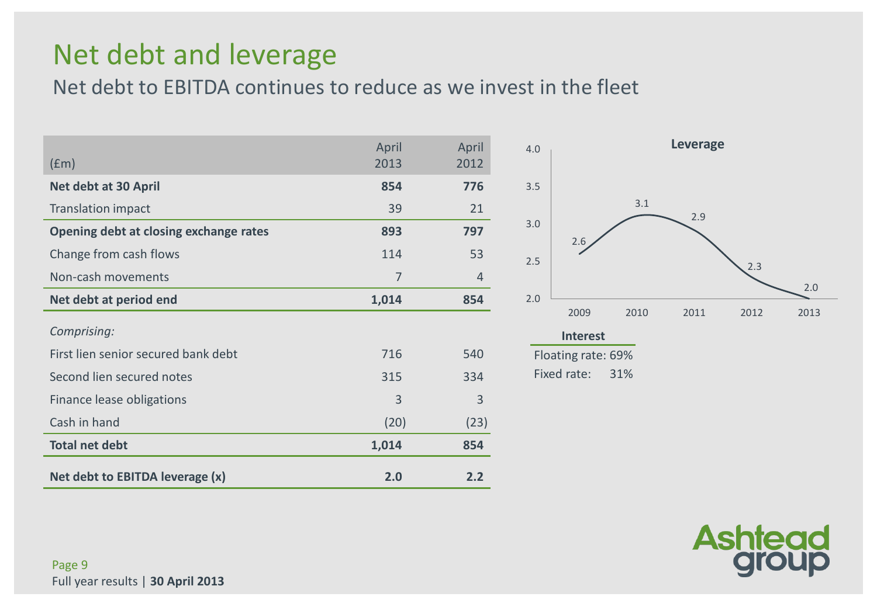# Net debt and leverage

## Net debt to EBITDA continues to reduce as we invest in the fleet

| (£m) | April 2013 | April 2012 |
|---|---|---|
| **Net debt at 30 April** | **854** | **776** |
| Translation impact | 39 | 21 |
| **Opening debt at closing exchange rates** | **893** | **797** |
| Change from cash flows | 114 | 53 |
| Non-cash movements | 7 | 4 |
| **Net debt at period end** | **1,014** | **854** |
| *Comprising:* | | |
| First lien senior secured bank debt | 716 | 540 |
| Second lien secured notes | 315 | 334 |
| Finance lease obligations | 3 | 3 |
| Cash in hand | (20) | (23) |
| **Total net debt** | **1,014** | **854** |
| **Net debt to EBITDA leverage (x)** | **2.0** | **2.2** |

**Leverage**

| Year | 2009 | 2010 | 2011 | 2012 | 2013 |
|---|---|---|---|---|---|
| Leverage | 2.6 | 3.1 | 2.9 | 2.3 | 2.0 |

**Interest**

Floating rate: 69%

Fixed rate: 31%

Full year results | **30 April 2013**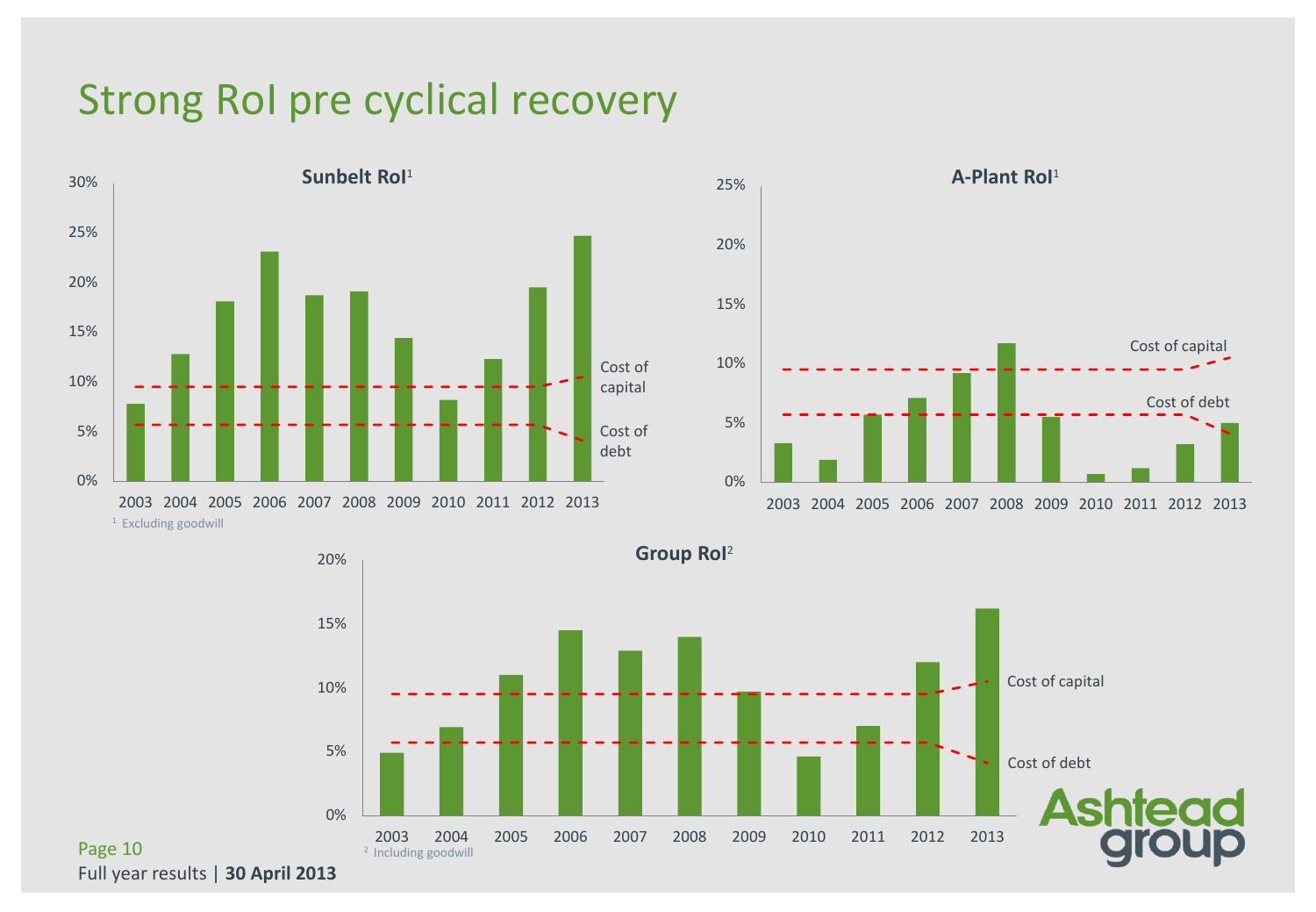# Strong RoI pre cyclical recovery

**Sunbelt RoI**[1]

Cost of capital

Cost of debt

[1] Excluding goodwill

**A-Plant RoI**[1]

Cost of capital

Cost of debt

**Group RoI**[2]

Cost of capital

Cost of debt

[2] Including goodwill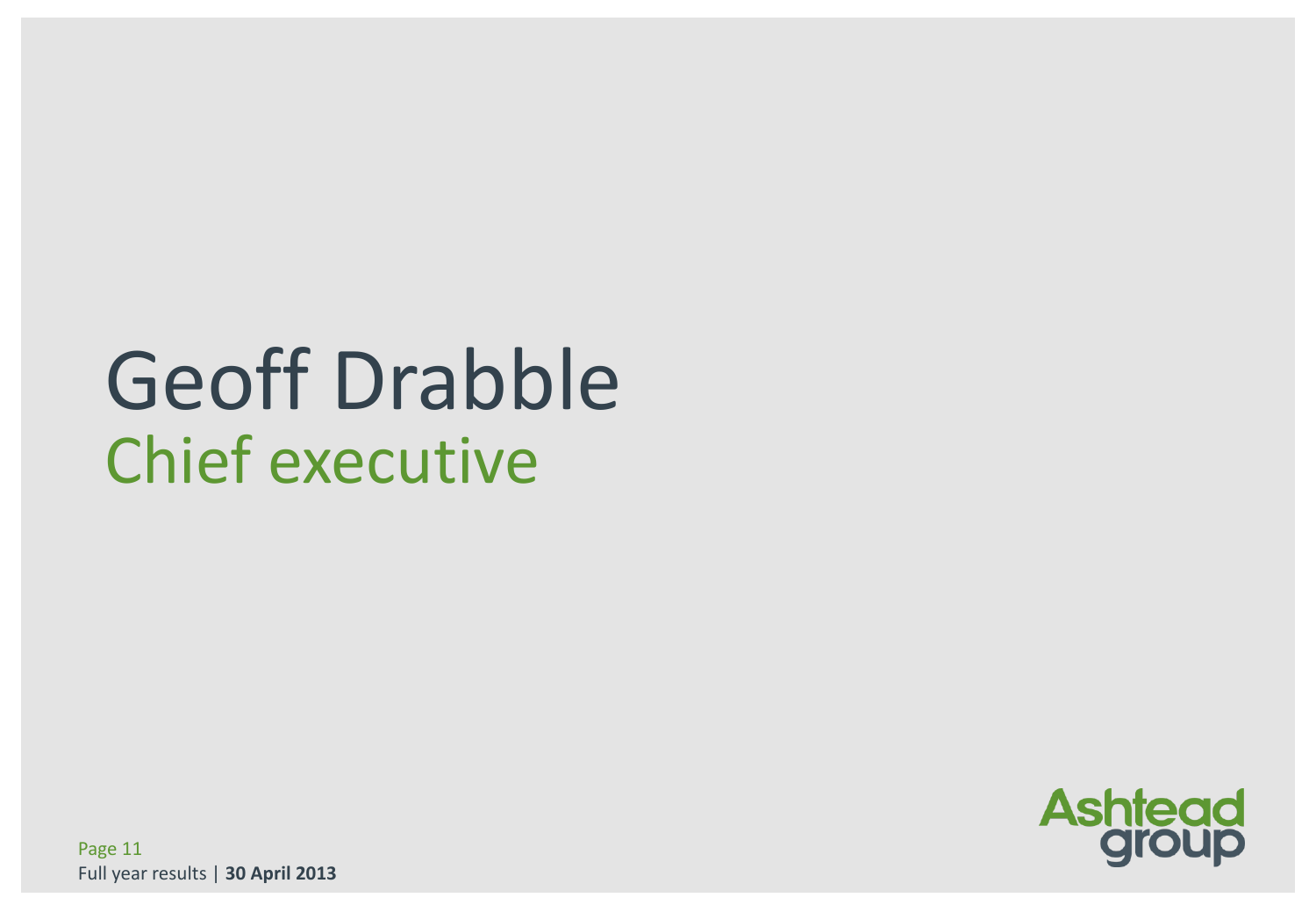# Geoff Drabble

## Chief executive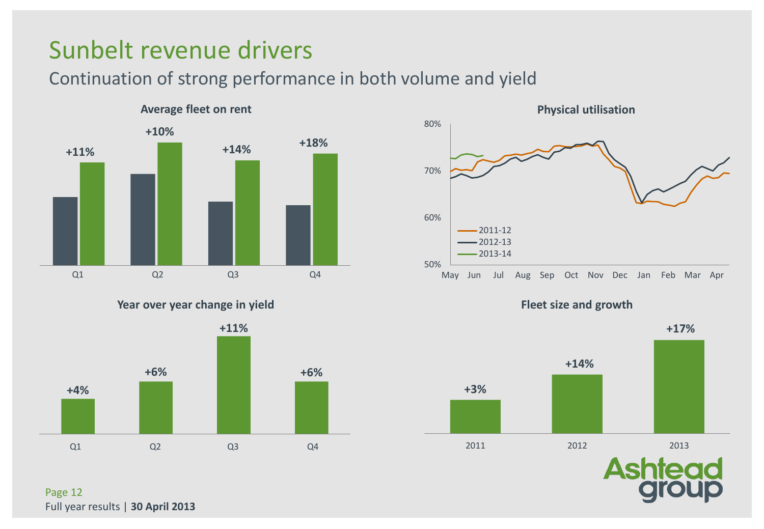# Sunbelt revenue drivers

## Continuation of strong performance in both volume and yield

**Average fleet on rent**

| Q1 | Q2 | Q3 | Q4 |
|---|---|---|---|
| +11% | +10% | +14% | +18% |

**Physical utilisation**

80%
70%
60%
50%

May Jun Jul Aug Sep Oct Nov Dec Jan Feb Mar Apr

- 2011-12
- 2012-13
- 2013-14

**Year over year change in yield**

| Q1 | Q2 | Q3 | Q4 |
|---|---|---|---|
| +4% | +6% | +11% | +6% |

**Fleet size and growth**

| 2011 | 2012 | 2013 |
|---|---|---|
| +3% | +14% | +17% |

Full year results | **30 April 2013**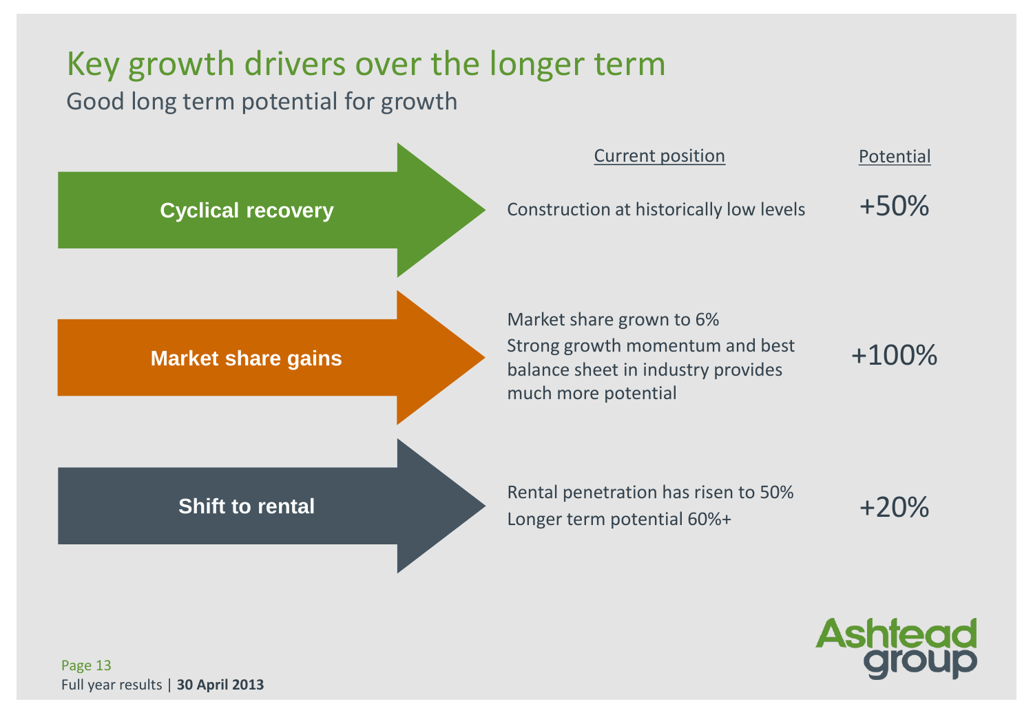# Key growth drivers over the longer term

## Good long term potential for growth

| Driver | Current position | Potential |
| --- | --- | --- |
| **Cyclical recovery** | Construction at historically low levels | +50% |
| **Market share gains** | Market share grown to 6%<br>Strong growth momentum and best balance sheet in industry provides much more potential | +100% |
| **Shift to rental** | Rental penetration has risen to 50%<br>Longer term potential 60%+ | +20% |

Full year results | **30 April 2013**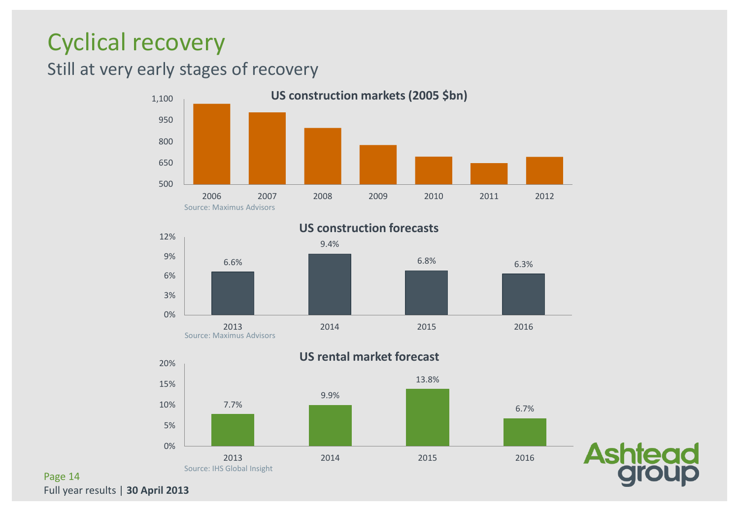# Cyclical recovery

## Still at very early stages of recovery

**US construction markets (2005 $bn)**

| Year | Value |
|---|---|
| 2006 | ~1,060 |
| 2007 | ~1,000 |
| 2008 | ~895 |
| 2009 | ~775 |
| 2010 | ~695 |
| 2011 | ~650 |
| 2012 | ~695 |

Source: Maximus Advisors

**US construction forecasts**

| 2013 | 2014 | 2015 | 2016 |
|---|---|---|---|
| 6.6% | 9.4% | 6.8% | 6.3% |

Source: Maximus Advisors

**US rental market forecast**

| 2013 | 2014 | 2015 | 2016 |
|---|---|---|---|
| 7.7% | 9.9% | 13.8% | 6.7% |

Source: IHS Global Insight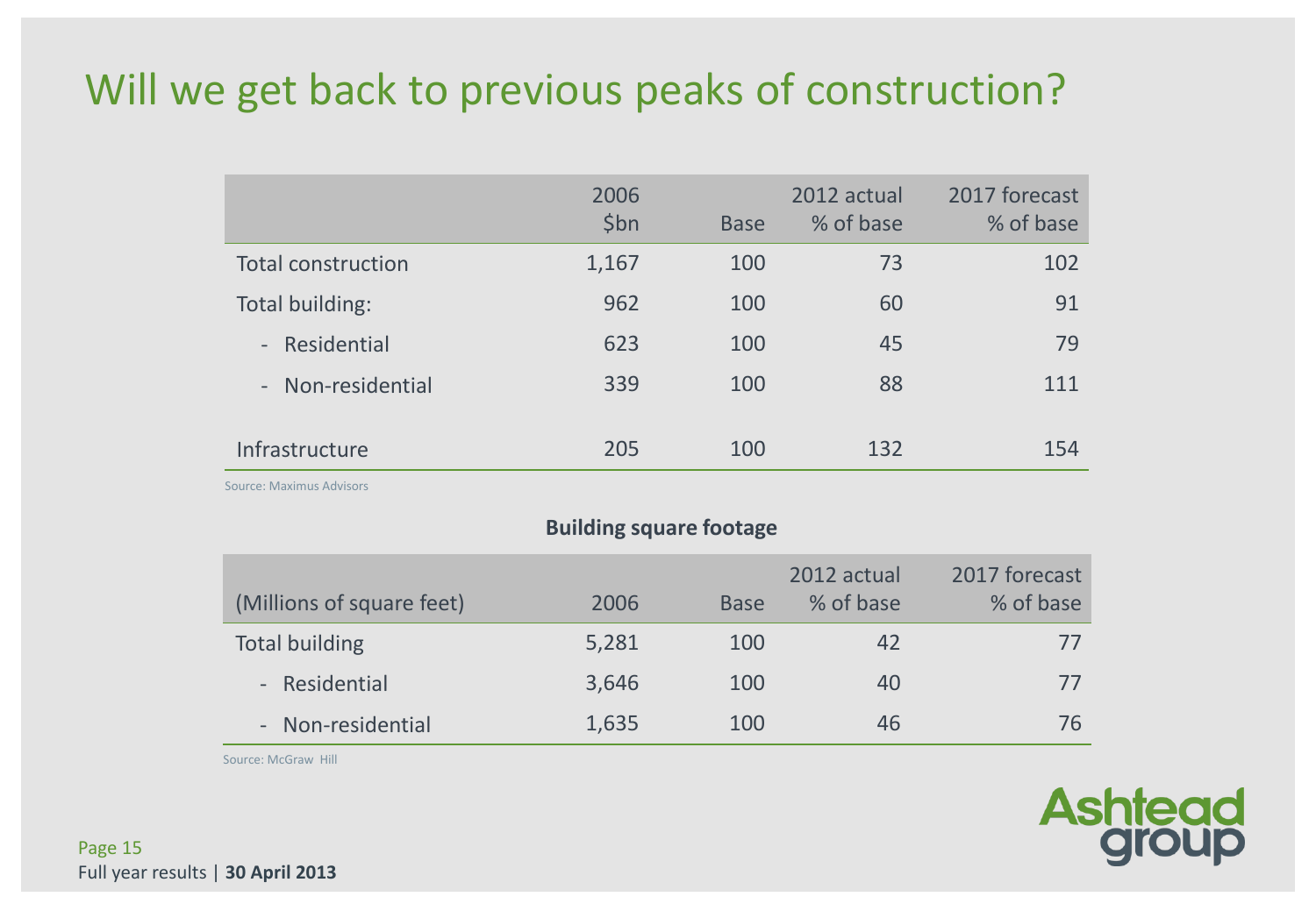# Will we get back to previous peaks of construction?

| | 2006 $bn | Base | 2012 actual % of base | 2017 forecast % of base |
|---|---|---|---|---|
| Total construction | 1,167 | 100 | 73 | 102 |
| Total building: | 962 | 100 | 60 | 91 |
| - Residential | 623 | 100 | 45 | 79 |
| - Non-residential | 339 | 100 | 88 | 111 |
| Infrastructure | 205 | 100 | 132 | 154 |

Source: Maximus Advisors

**Building square footage**

| (Millions of square feet) | 2006 | Base | 2012 actual % of base | 2017 forecast % of base |
|---|---|---|---|---|
| Total building | 5,281 | 100 | 42 | 77 |
| - Residential | 3,646 | 100 | 40 | 77 |
| - Non-residential | 1,635 | 100 | 46 | 76 |

Source: McGraw Hill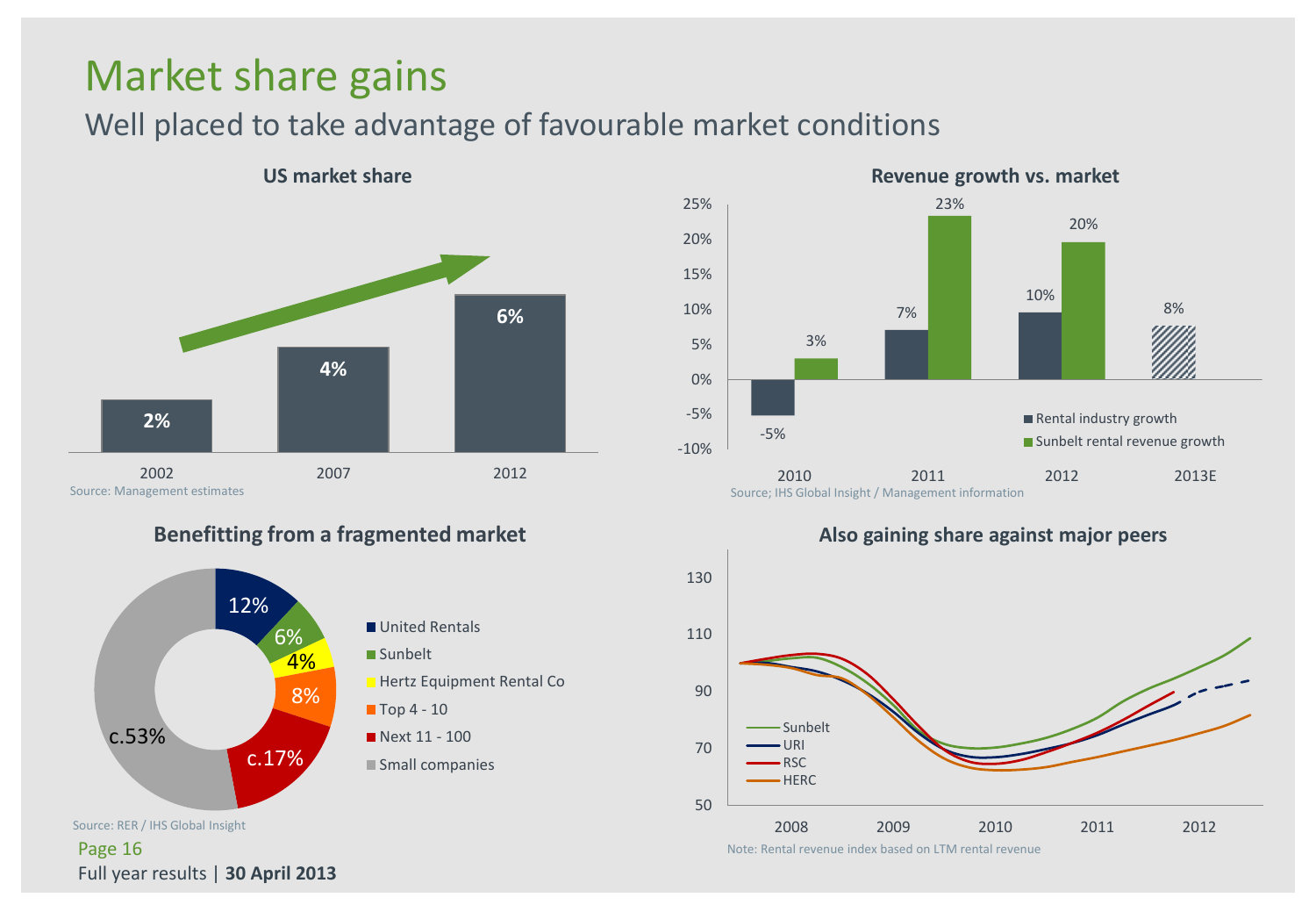# Market share gains

## Well placed to take advantage of favourable market conditions

### US market share

| Year | US market share |
|---|---|
| 2002 | 2% |
| 2007 | 4% |
| 2012 | 6% |

Source: Management estimates

### Revenue growth vs. market

| Year | Rental industry growth | Sunbelt rental revenue growth |
|---|---|---|
| 2010 | -5% | 3% |
| 2011 | 7% | 23% |
| 2012 | 10% | 20% |
| 2013E | 8% | |

Source; IHS Global Insight / Management information

### Benefitting from a fragmented market

| Company | Share |
|---|---|
| United Rentals | 12% |
| Sunbelt | 6% |
| Hertz Equipment Rental Co | 4% |
| Top 4 - 10 | 8% |
| Next 11 - 100 | c.17% |
| Small companies | c.53% |

Source: RER / IHS Global Insight

### Also gaining share against major peers

Sunbelt, URI, RSC, HERC (2008–2012)

Note: Rental revenue index based on LTM rental revenue

Full year results | **30 April 2013**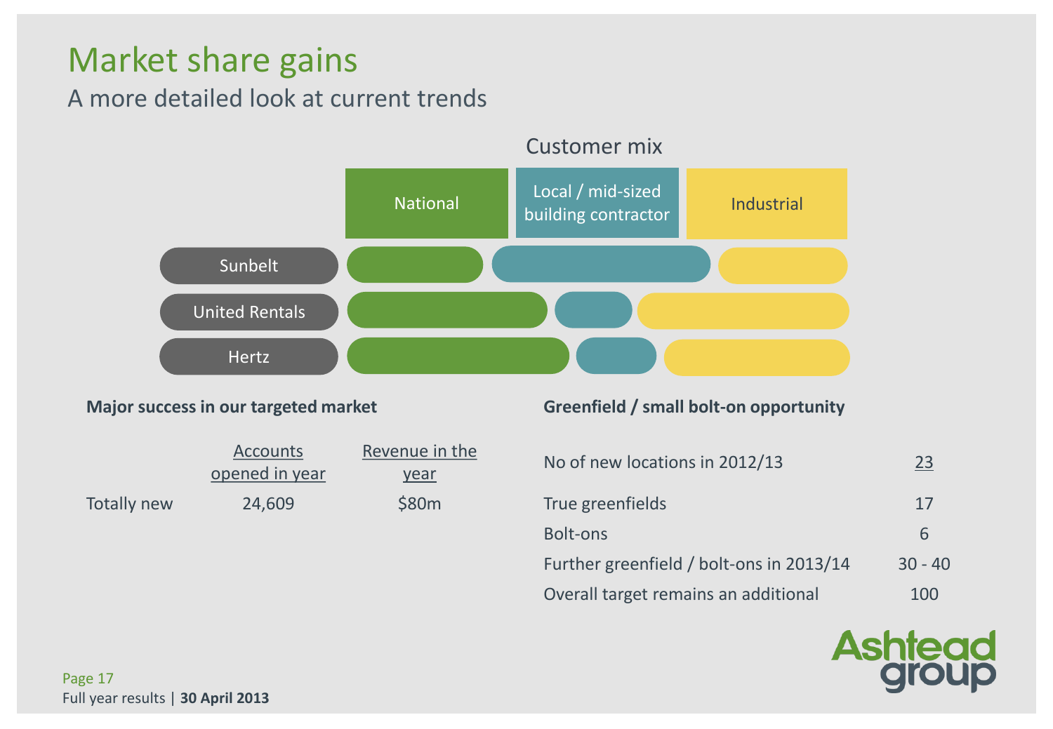# Market share gains

## A more detailed look at current trends

### Customer mix

| | National | Local / mid-sized building contractor | Industrial |
|---|---|---|---|
| Sunbelt | | | |
| United Rentals | | | |
| Hertz | | | |

**Major success in our targeted market**

| | Accounts opened in year | Revenue in the year |
|---|---|---|
| Totally new | 24,609 | $80m |

**Greenfield / small bolt-on opportunity**

| | |
|---|---|
| No of new locations in 2012/13 | 23 |
| True greenfields | 17 |
| Bolt-ons | 6 |
| Further greenfield / bolt-ons in 2013/14 | 30 - 40 |
| Overall target remains an additional | 100 |

Full year results | **30 April 2013**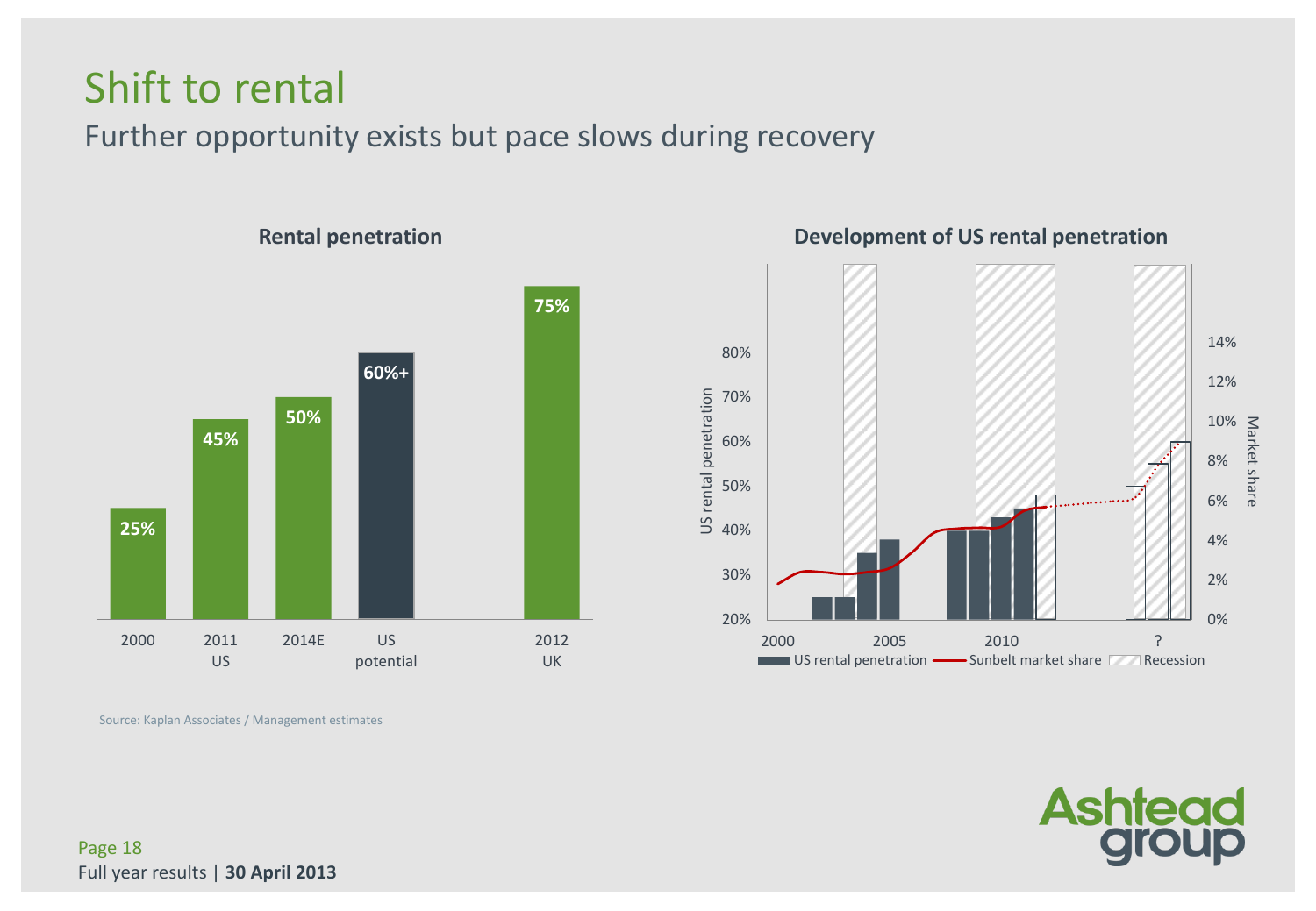# Shift to rental

## Further opportunity exists but pace slows during recovery

**Rental penetration**

| | 2000 | 2011 US | 2014E | US potential | 2012 UK |
|---|---|---|---|---|---|
| Rental penetration | 25% | 45% | 50% | 60%+ | 75% |

**Development of US rental penetration**

US rental penetration | Sunbelt market share | Recession

Source: Kaplan Associates / Management estimates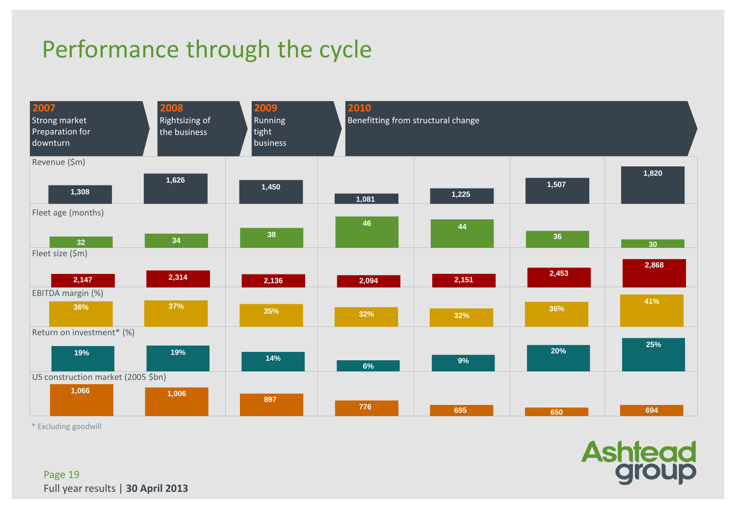# Performance through the cycle

| | 2007 | 2008 | 2009 | 2010 |
|---|---|---|---|---|
| Phase | Strong market<br>Preparation for downturn | Rightsizing of the business | Running tight business | Benefitting from structural change |

| | | | | | | | |
|---|---|---|---|---|---|---|---|
| Revenue ($m) | 1,308 | 1,626 | 1,450 | 1,081 | 1,225 | 1,507 | 1,820 |
| Fleet age (months) | 32 | 34 | 38 | 46 | 44 | 36 | 30 |
| Fleet size ($m) | 2,147 | 2,314 | 2,136 | 2,094 | 2,151 | 2,453 | 2,868 |
| EBITDA margin (%) | 36% | 37% | 35% | 32% | 32% | 36% | 41% |
| Return on investment* (%) | 19% | 19% | 14% | 6% | 9% | 20% | 25% |
| US construction market (2005 $bn) | 1,066 | 1,006 | 897 | 776 | 695 | 650 | 694 |

* Excluding goodwill

Ashtead group

Full year results | **30 April 2013**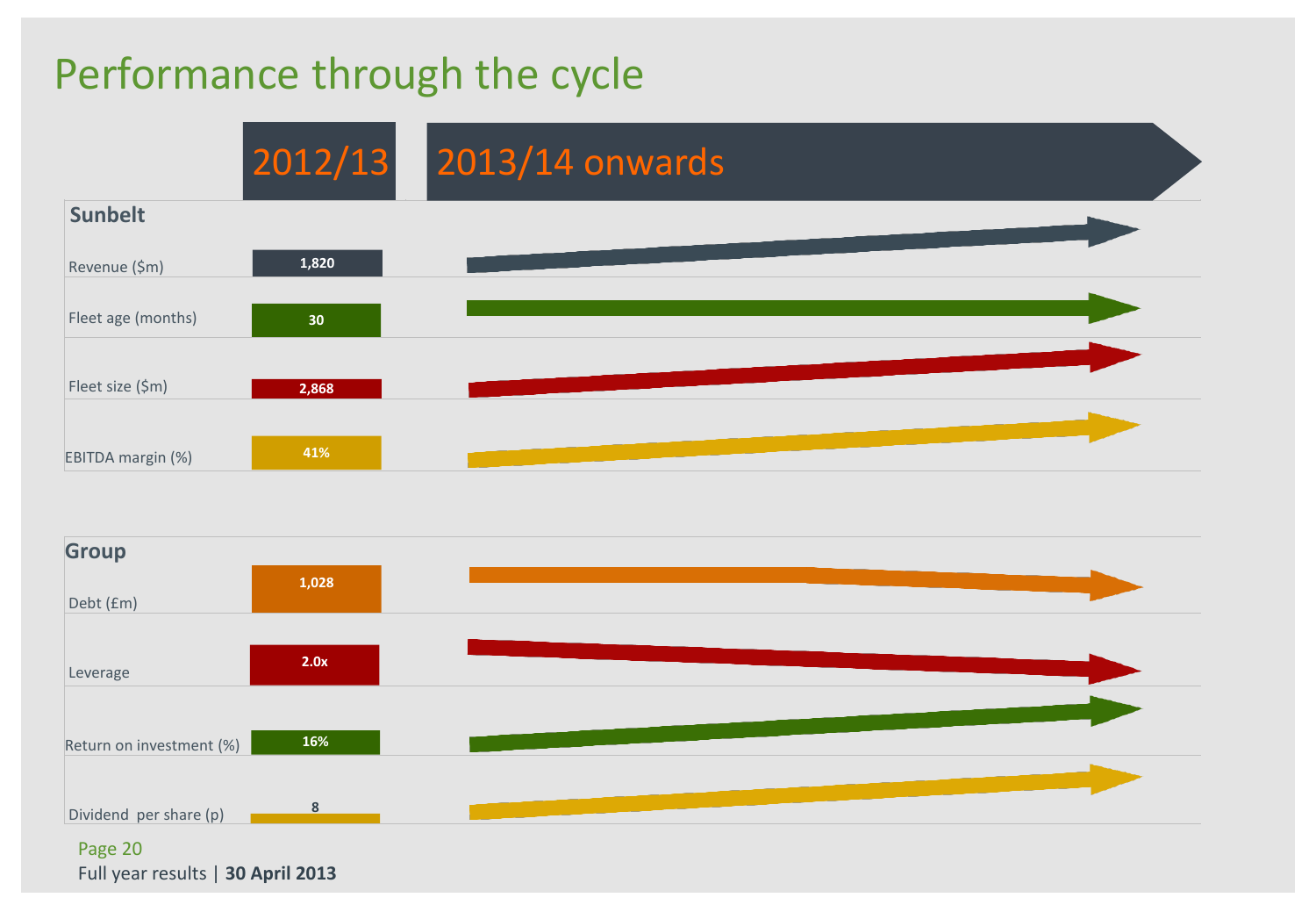# Performance through the cycle

| | 2012/13 | 2013/14 onwards |
|---|---|---|
| **Sunbelt** | | |
| Revenue ($m) | 1,820 | |
| Fleet age (months) | 30 | |
| Fleet size ($m) | 2,868 | |
| EBITDA margin (%) | 41% | |
| **Group** | | |
| Debt (£m) | 1,028 | |
| Leverage | 2.0x | |
| Return on investment (%) | 16% | |
| Dividend per share (p) | 8 | |

Full year results | **30 April 2013**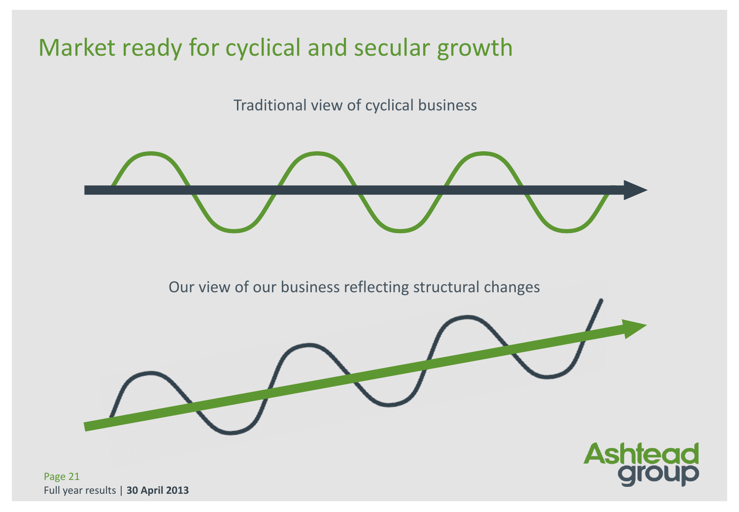# Market ready for cyclical and secular growth

Traditional view of cyclical business

Our view of our business reflecting structural changes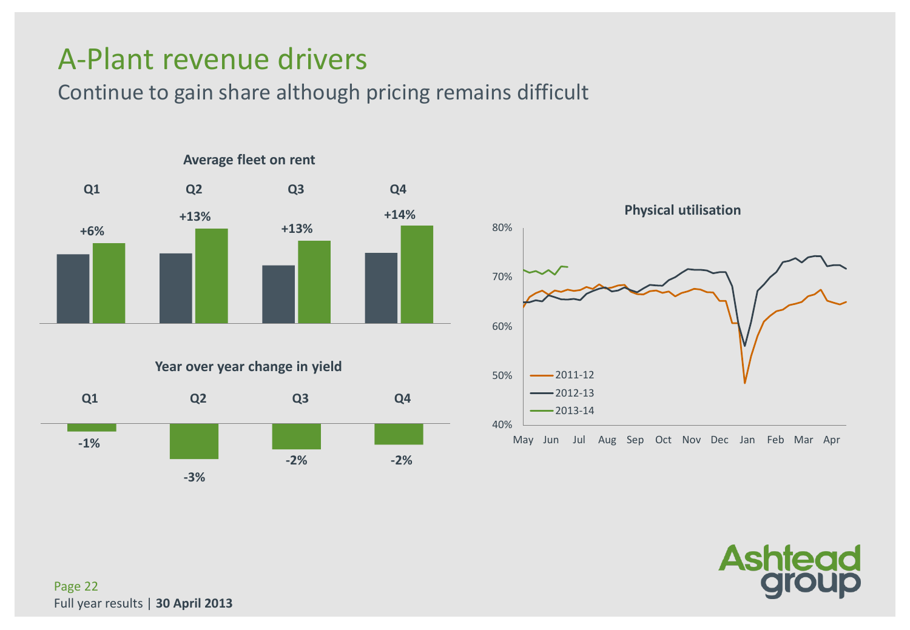# A-Plant revenue drivers

## Continue to gain share although pricing remains difficult

**Average fleet on rent**

| Q1 | Q2 | Q3 | Q4 |
| --- | --- | --- | --- |
| +6% | +13% | +13% | +14% |

**Year over year change in yield**

| Q1 | Q2 | Q3 | Q4 |
| --- | --- | --- | --- |
| -1% | -3% | -2% | -2% |

**Physical utilisation**

80%
70%
60%
50%
40%

May Jun Jul Aug Sep Oct Nov Dec Jan Feb Mar Apr

- 2011-12
- 2012-13
- 2013-14

Full year results | **30 April 2013**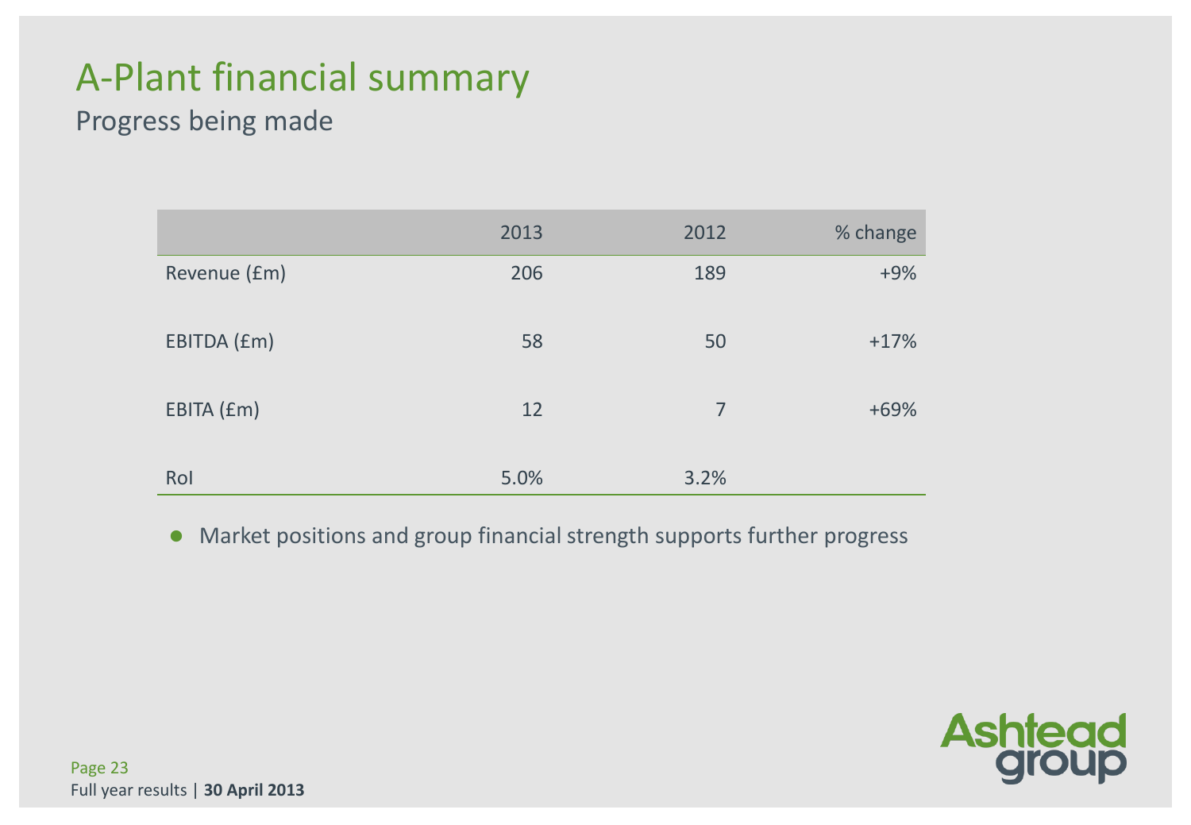# A-Plant financial summary

## Progress being made

| | 2013 | 2012 | % change |
|---|---|---|---|
| Revenue (£m) | 206 | 189 | +9% |
| EBITDA (£m) | 58 | 50 | +17% |
| EBITA (£m) | 12 | 7 | +69% |
| RoI | 5.0% | 3.2% | |

- Market positions and group financial strength supports further progress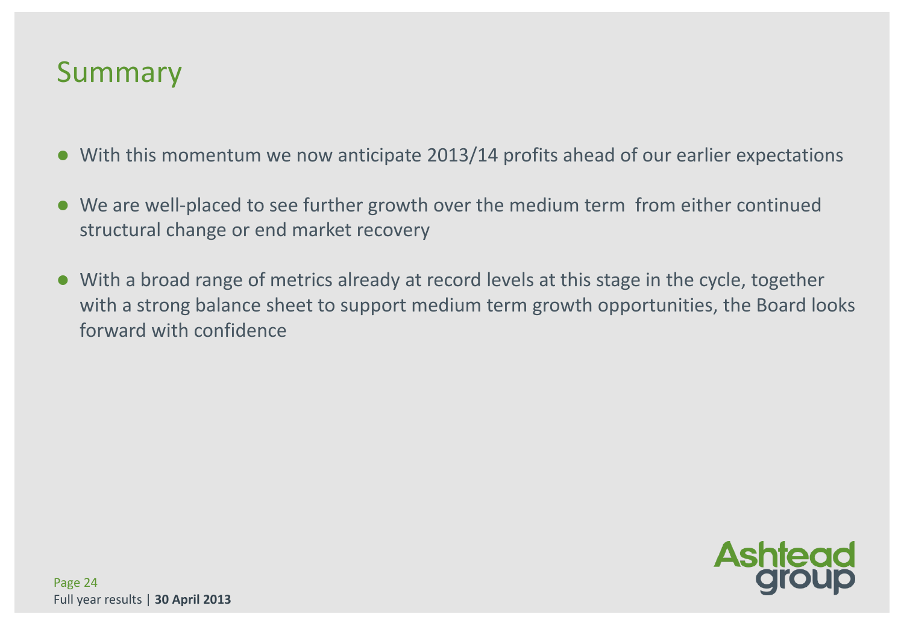# Summary

- With this momentum we now anticipate 2013/14 profits ahead of our earlier expectations
- We are well-placed to see further growth over the medium term from either continued structural change or end market recovery
- With a broad range of metrics already at record levels at this stage in the cycle, together with a strong balance sheet to support medium term growth opportunities, the Board looks forward with confidence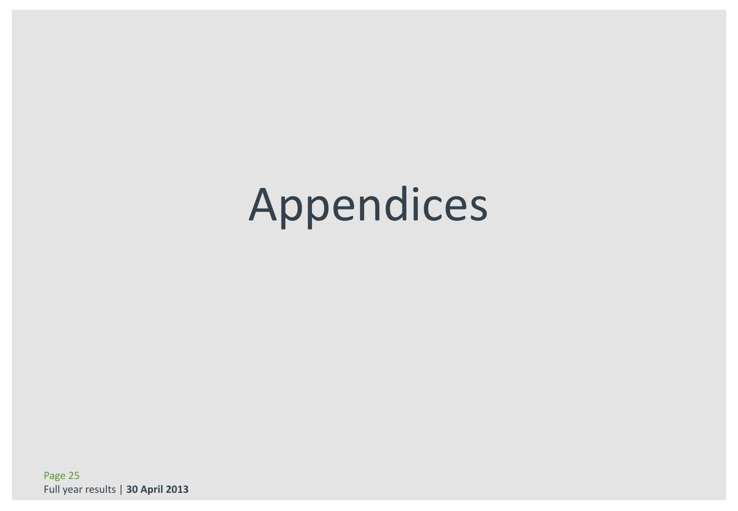# Appendices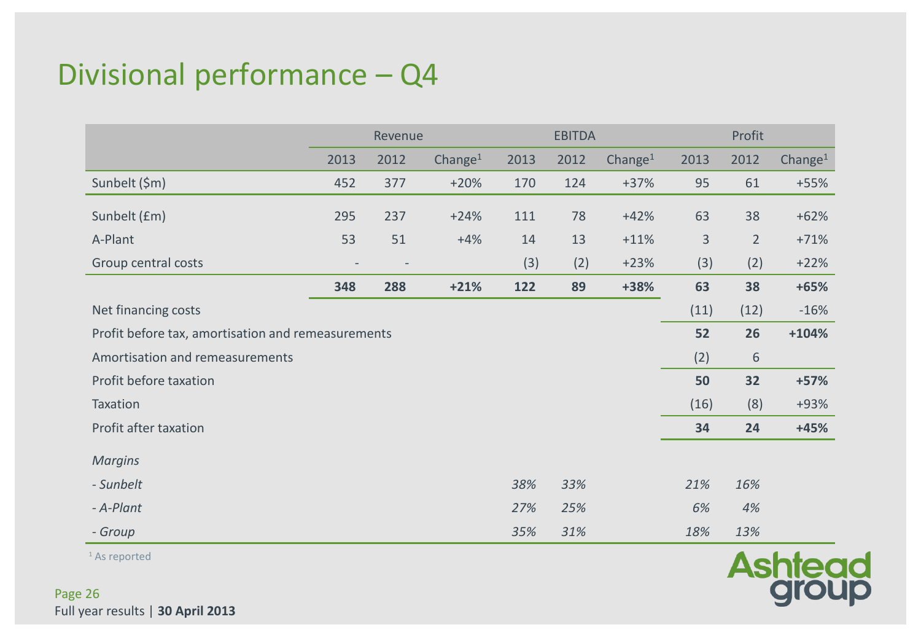# Divisional performance – Q4

| | Revenue | | | EBITDA | | | Profit | | |
|---|---|---|---|---|---|---|---|---|---|
| | 2013 | 2012 | Change[1] | 2013 | 2012 | Change[1] | 2013 | 2012 | Change[1] |
| Sunbelt ($m) | 452 | 377 | +20% | 170 | 124 | +37% | 95 | 61 | +55% |
| Sunbelt (£m) | 295 | 237 | +24% | 111 | 78 | +42% | 63 | 38 | +62% |
| A-Plant | 53 | 51 | +4% | 14 | 13 | +11% | 3 | 2 | +71% |
| Group central costs | - | - | | (3) | (2) | +23% | (3) | (2) | +22% |
| | **348** | **288** | **+21%** | **122** | **89** | **+38%** | **63** | **38** | **+65%** |
| Net financing costs | | | | | | | (11) | (12) | -16% |
| Profit before tax, amortisation and remeasurements | | | | | | | **52** | **26** | **+104%** |
| Amortisation and remeasurements | | | | | | | (2) | 6 | |
| Profit before taxation | | | | | | | **50** | **32** | **+57%** |
| Taxation | | | | | | | (16) | (8) | +93% |
| Profit after taxation | | | | | | | **34** | **24** | **+45%** |
| *Margins* | | | | | | | | | |
| *- Sunbelt* | | | | *38%* | *33%* | | *21%* | *16%* | |
| *- A-Plant* | | | | *27%* | *25%* | | *6%* | *4%* | |
| *- Group* | | | | *35%* | *31%* | | *18%* | *13%* | |

[1] As reported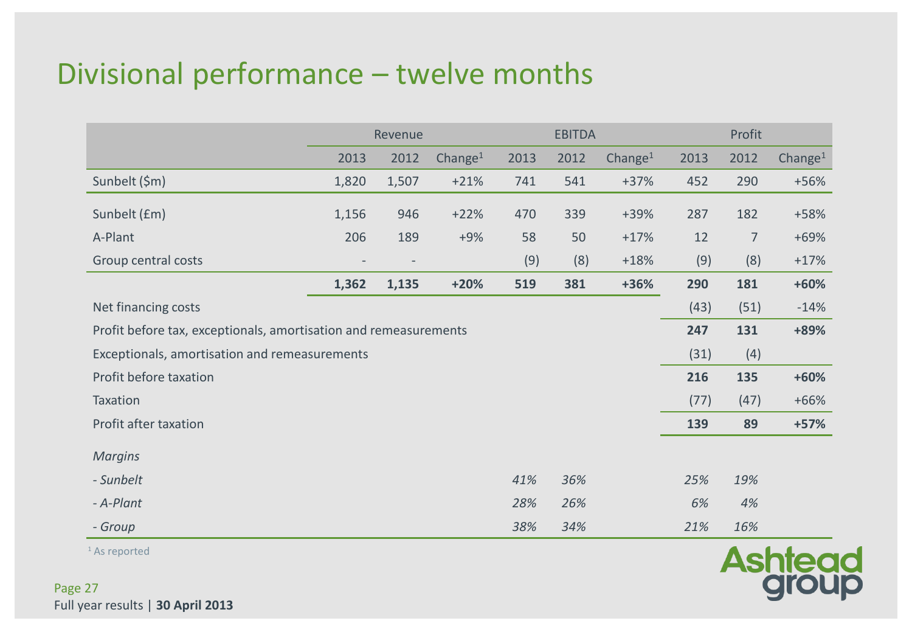# Divisional performance – twelve months

| | Revenue | | | EBITDA | | | Profit | | |
|---|---|---|---|---|---|---|---|---|---|
| | 2013 | 2012 | Change[1] | 2013 | 2012 | Change[1] | 2013 | 2012 | Change[1] |
| Sunbelt ($m) | 1,820 | 1,507 | +21% | 741 | 541 | +37% | 452 | 290 | +56% |
| Sunbelt (£m) | 1,156 | 946 | +22% | 470 | 339 | +39% | 287 | 182 | +58% |
| A-Plant | 206 | 189 | +9% | 58 | 50 | +17% | 12 | 7 | +69% |
| Group central costs | - | - | | (9) | (8) | +18% | (9) | (8) | +17% |
| | **1,362** | **1,135** | **+20%** | **519** | **381** | **+36%** | **290** | **181** | **+60%** |
| Net financing costs | | | | | | | (43) | (51) | -14% |
| Profit before tax, exceptionals, amortisation and remeasurements | | | | | | | **247** | **131** | **+89%** |
| Exceptionals, amortisation and remeasurements | | | | | | | (31) | (4) | |
| Profit before taxation | | | | | | | **216** | **135** | **+60%** |
| Taxation | | | | | | | (77) | (47) | +66% |
| Profit after taxation | | | | | | | **139** | **89** | **+57%** |
| *Margins* | | | | | | | | | |
| *- Sunbelt* | | | | *41%* | *36%* | | *25%* | *19%* | |
| *- A-Plant* | | | | *28%* | *26%* | | *6%* | *4%* | |
| *- Group* | | | | *38%* | *34%* | | *21%* | *16%* | |

[1] As reported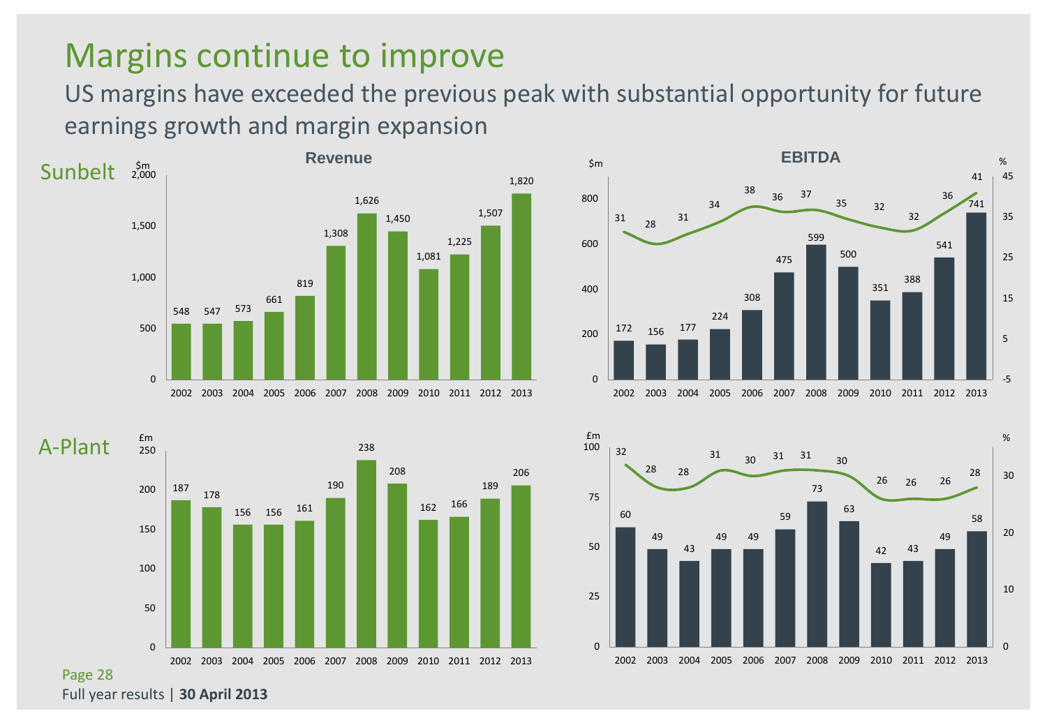# Margins continue to improve

US margins have exceeded the previous peak with substantial opportunity for future earnings growth and margin expansion

## Sunbelt

**Revenue** ($m)

| Year | 2002 | 2003 | 2004 | 2005 | 2006 | 2007 | 2008 | 2009 | 2010 | 2011 | 2012 | 2013 |
|---|---|---|---|---|---|---|---|---|---|---|---|---|
| Revenue | 548 | 547 | 573 | 661 | 819 | 1,308 | 1,626 | 1,450 | 1,081 | 1,225 | 1,507 | 1,820 |

**EBITDA** ($m, %)

| Year | 2002 | 2003 | 2004 | 2005 | 2006 | 2007 | 2008 | 2009 | 2010 | 2011 | 2012 | 2013 |
|---|---|---|---|---|---|---|---|---|---|---|---|---|
| EBITDA | 172 | 156 | 177 | 224 | 308 | 475 | 599 | 500 | 351 | 388 | 541 | 741 |
| Margin % | 31 | 28 | 31 | 34 | 38 | 36 | 37 | 35 | 32 | 32 | 36 | 41 |

## A-Plant

**Revenue** (£m)

| Year | 2002 | 2003 | 2004 | 2005 | 2006 | 2007 | 2008 | 2009 | 2010 | 2011 | 2012 | 2013 |
|---|---|---|---|---|---|---|---|---|---|---|---|---|
| Revenue | 187 | 178 | 156 | 156 | 161 | 190 | 238 | 208 | 162 | 166 | 189 | 206 |

**EBITDA** (£m, %)

| Year | 2002 | 2003 | 2004 | 2005 | 2006 | 2007 | 2008 | 2009 | 2010 | 2011 | 2012 | 2013 |
|---|---|---|---|---|---|---|---|---|---|---|---|---|
| EBITDA | 60 | 49 | 43 | 49 | 49 | 59 | 73 | 63 | 42 | 43 | 49 | 58 |
| Margin % | 32 | 28 | 28 | 31 | 30 | 31 | 31 | 30 | 26 | 26 | 26 | 28 |

Full year results | **30 April 2013**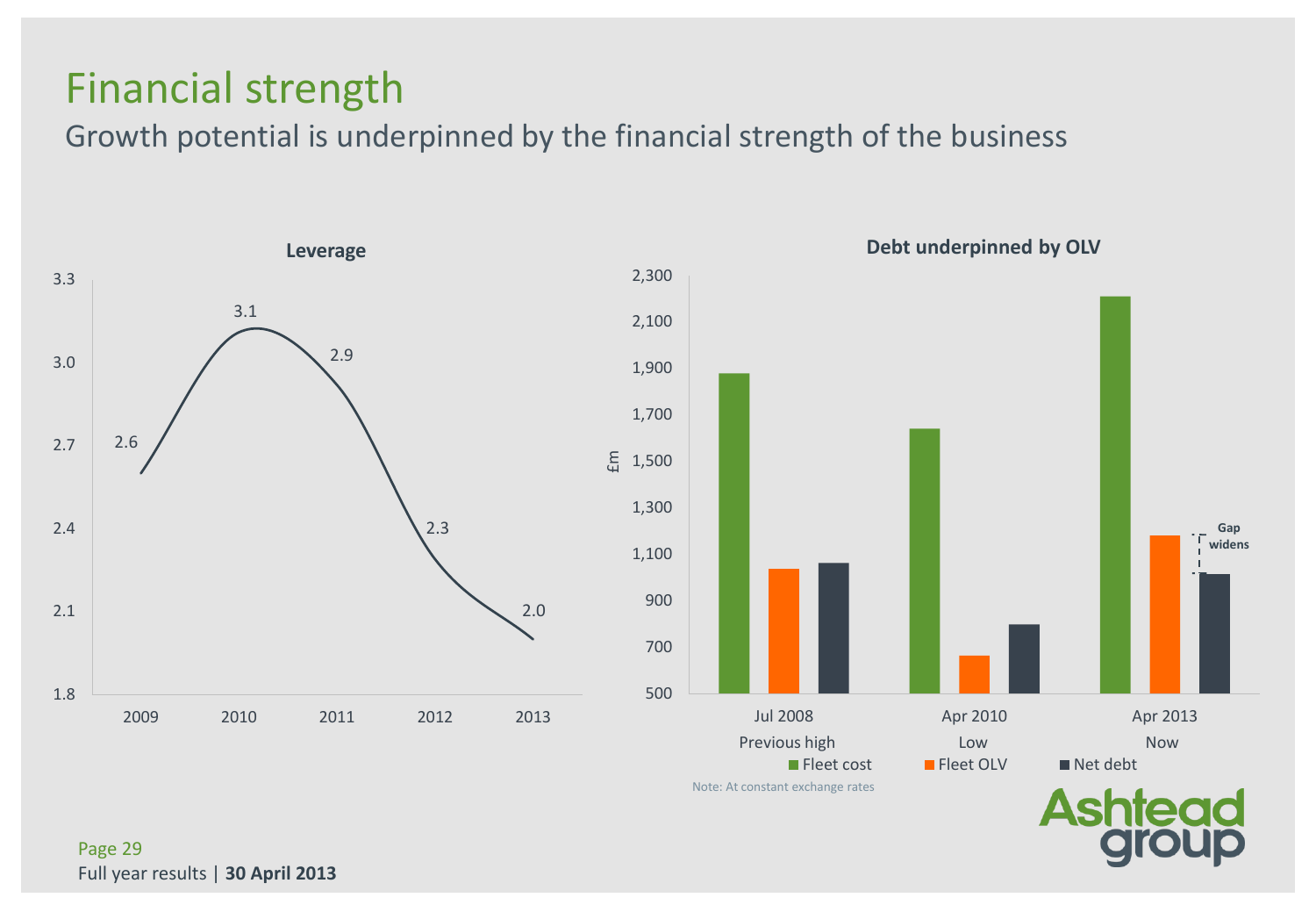# Financial strength

## Growth potential is underpinned by the financial strength of the business

**Leverage**

| 2009 | 2010 | 2011 | 2012 | 2013 |
|---|---|---|---|---|
| 2.6 | 3.1 | 2.9 | 2.3 | 2.0 |

**Debt underpinned by OLV**

£m

| | Jul 2008 Previous high | Apr 2010 Low | Apr 2013 Now |
|---|---|---|---|
| Fleet cost | | | |
| Fleet OLV | | | |
| Net debt | | | |

Gap widens

Note: At constant exchange rates

Full year results | **30 April 2013**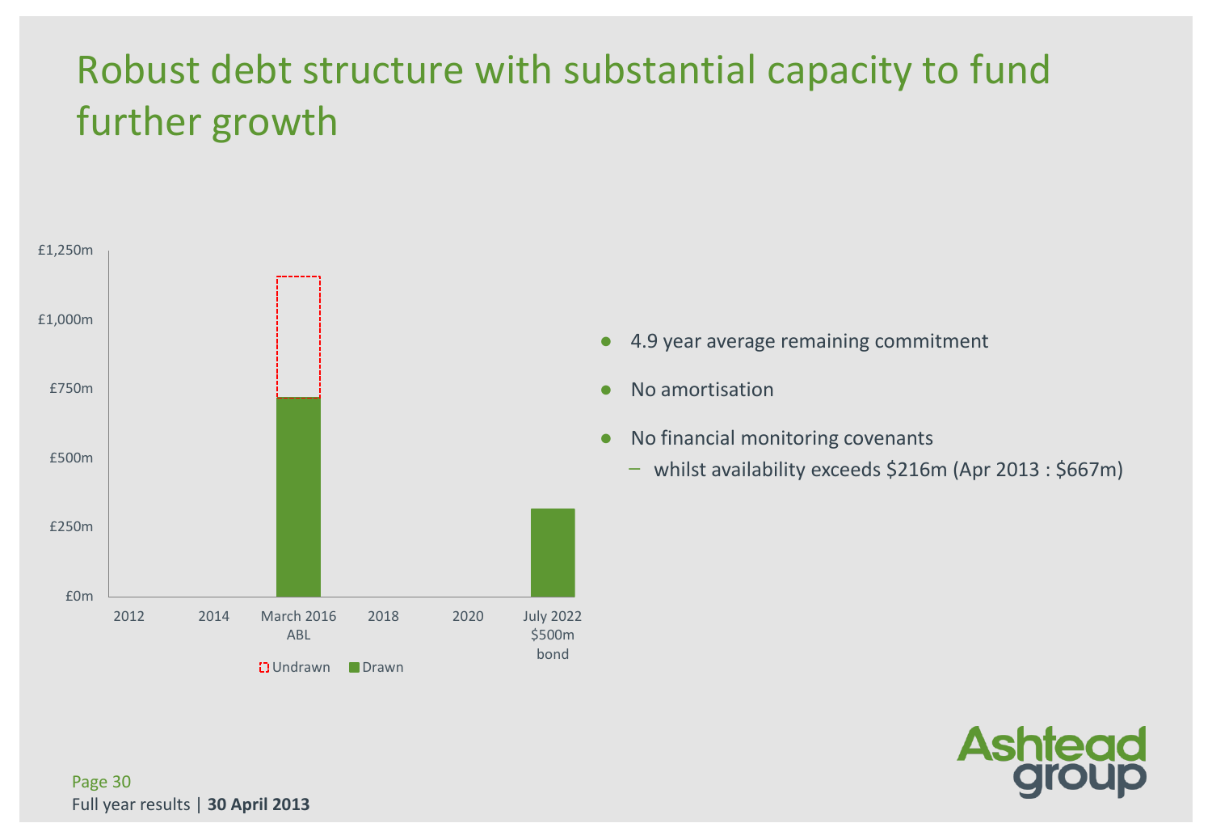# Robust debt structure with substantial capacity to fund further growth

| | Undrawn | Drawn |
|---|---|---|
| March 2016 ABL | ~£440m | ~£720m |
| July 2022 $500m bond | | ~£320m |

Y-axis: £0m, £250m, £500m, £750m, £1,000m, £1,250m
X-axis: 2012, 2014, March 2016 ABL, 2018, 2020, July 2022 $500m bond

- 4.9 year average remaining commitment
- No amortisation
- No financial monitoring covenants
  - whilst availability exceeds $216m (Apr 2013 : $667m)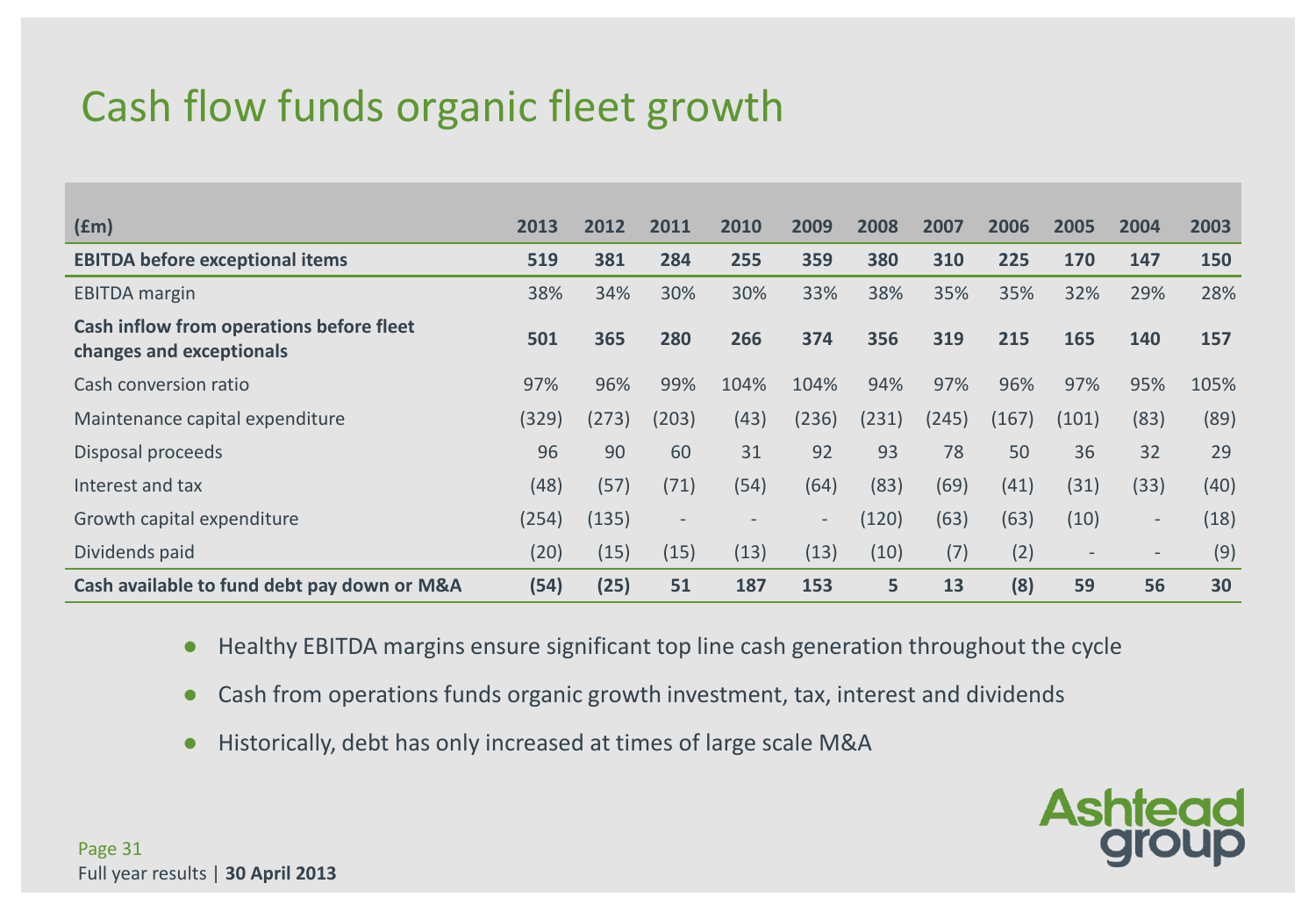# Cash flow funds organic fleet growth

| (£m) | 2013 | 2012 | 2011 | 2010 | 2009 | 2008 | 2007 | 2006 | 2005 | 2004 | 2003 |
|---|---|---|---|---|---|---|---|---|---|---|---|
| **EBITDA before exceptional items** | **519** | **381** | **284** | **255** | **359** | **380** | **310** | **225** | **170** | **147** | **150** |
| EBITDA margin | 38% | 34% | 30% | 30% | 33% | 38% | 35% | 35% | 32% | 29% | 28% |
| **Cash inflow from operations before fleet changes and exceptionals** | **501** | **365** | **280** | **266** | **374** | **356** | **319** | **215** | **165** | **140** | **157** |
| Cash conversion ratio | 97% | 96% | 99% | 104% | 104% | 94% | 97% | 96% | 97% | 95% | 105% |
| Maintenance capital expenditure | (329) | (273) | (203) | (43) | (236) | (231) | (245) | (167) | (101) | (83) | (89) |
| Disposal proceeds | 96 | 90 | 60 | 31 | 92 | 93 | 78 | 50 | 36 | 32 | 29 |
| Interest and tax | (48) | (57) | (71) | (54) | (64) | (83) | (69) | (41) | (31) | (33) | (40) |
| Growth capital expenditure | (254) | (135) | - | - | - | (120) | (63) | (63) | (10) | - | (18) |
| Dividends paid | (20) | (15) | (15) | (13) | (13) | (10) | (7) | (2) | - | - | (9) |
| **Cash available to fund debt pay down or M&A** | **(54)** | **(25)** | **51** | **187** | **153** | **5** | **13** | **(8)** | **59** | **56** | **30** |

- Healthy EBITDA margins ensure significant top line cash generation throughout the cycle
- Cash from operations funds organic growth investment, tax, interest and dividends
- Historically, debt has only increased at times of large scale M&A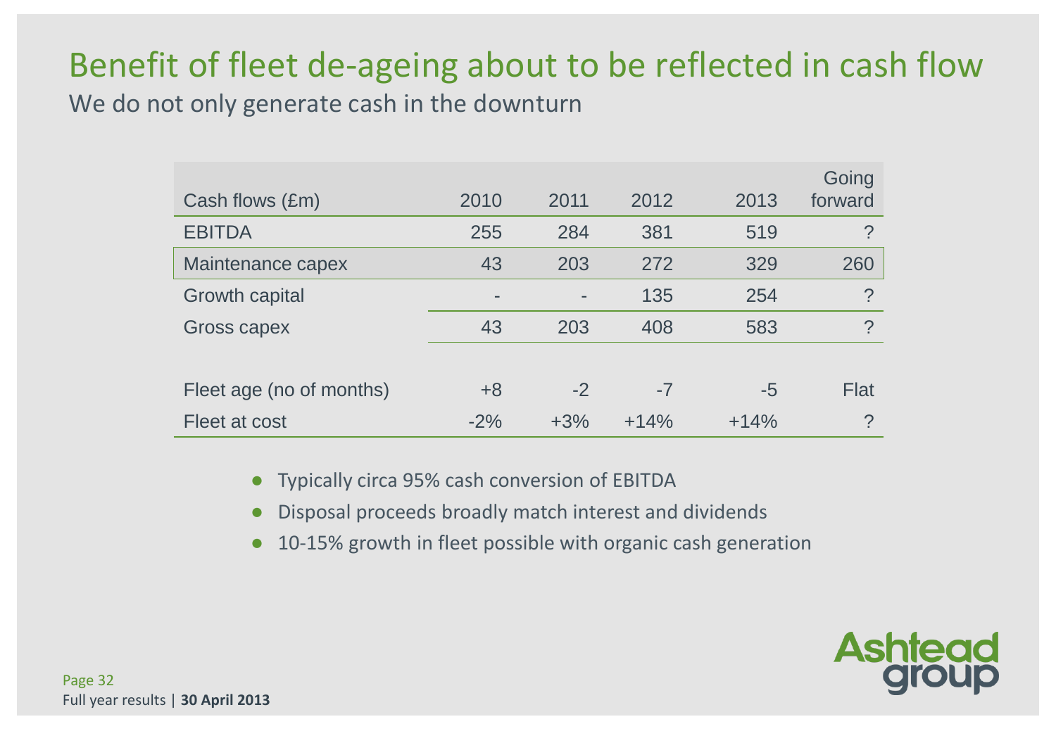# Benefit of fleet de-ageing about to be reflected in cash flow

## We do not only generate cash in the downturn

| Cash flows (£m) | 2010 | 2011 | 2012 | 2013 | Going forward |
|---|---|---|---|---|---|
| EBITDA | 255 | 284 | 381 | 519 | ? |
| Maintenance capex | 43 | 203 | 272 | 329 | 260 |
| Growth capital | - | - | 135 | 254 | ? |
| Gross capex | 43 | 203 | 408 | 583 | ? |
| | | | | | |
| Fleet age (no of months) | +8 | -2 | -7 | -5 | Flat |
| Fleet at cost | -2% | +3% | +14% | +14% | ? |

- Typically circa 95% cash conversion of EBITDA
- Disposal proceeds broadly match interest and dividends
- 10-15% growth in fleet possible with organic cash generation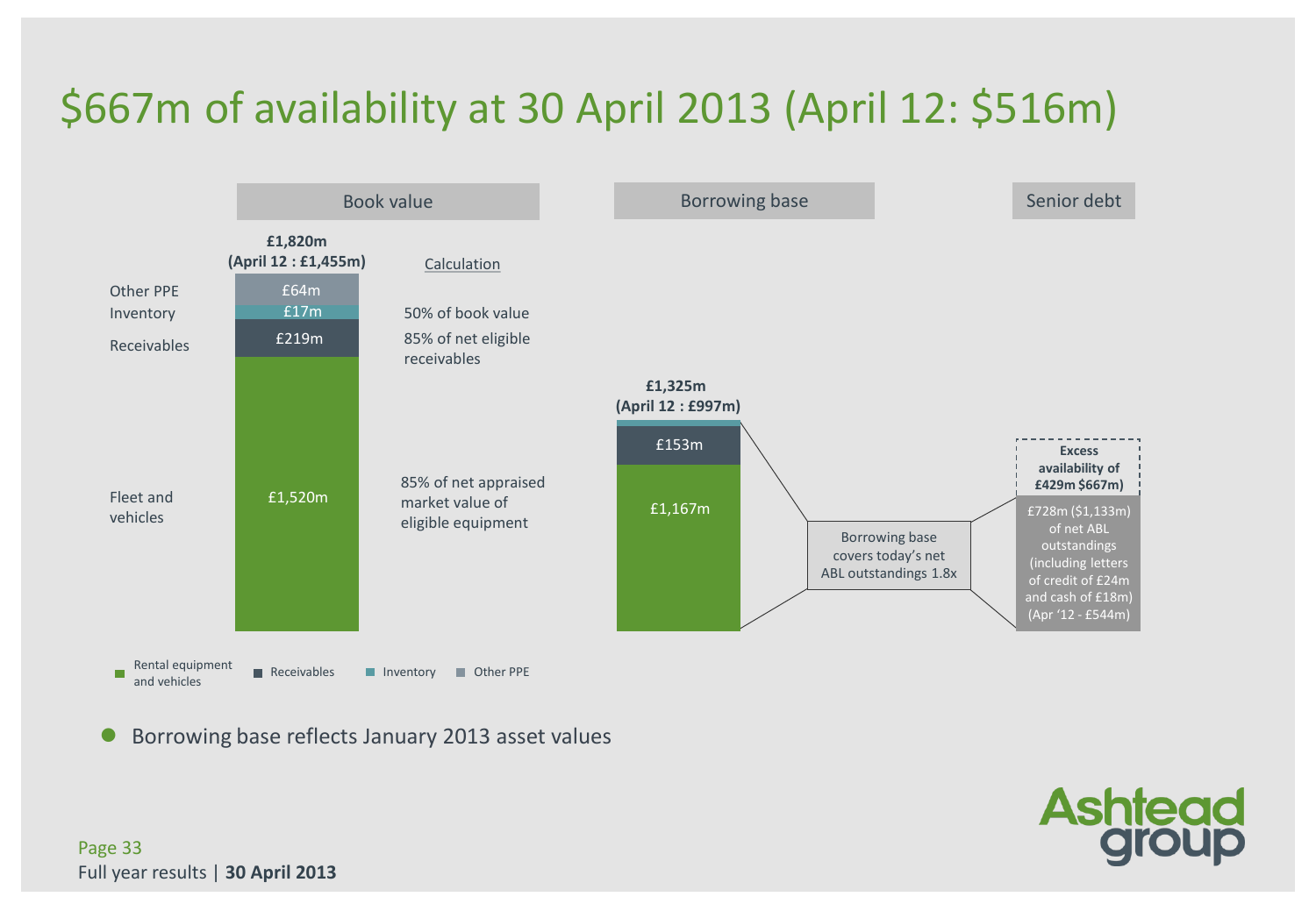# $667m of availability at 30 April 2013 (April 12: $516m)

| | Book value | Calculation | Borrowing base | | Senior debt |
|---|---|---|---|---|---|
| | £1,820m (April 12 : £1,455m) | | £1,325m (April 12 : £997m) | | |
| Other PPE | £64m | 50% of book value | | | |
| Inventory | £17m | | | | |
| Receivables | £219m | 85% of net eligible receivables | £153m | | |
| Fleet and vehicles | £1,520m | 85% of net appraised market value of eligible equipment | £1,167m | Borrowing base covers today's net ABL outstandings 1.8x | Excess availability of £429m $667m) |
| | | | | | £728m ($1,133m) of net ABL outstandings (including letters of credit of £24m and cash of £18m) (Apr '12 - £544m) |

Legend: Rental equipment and vehicles; Receivables; Inventory; Other PPE

- Borrowing base reflects January 2013 asset values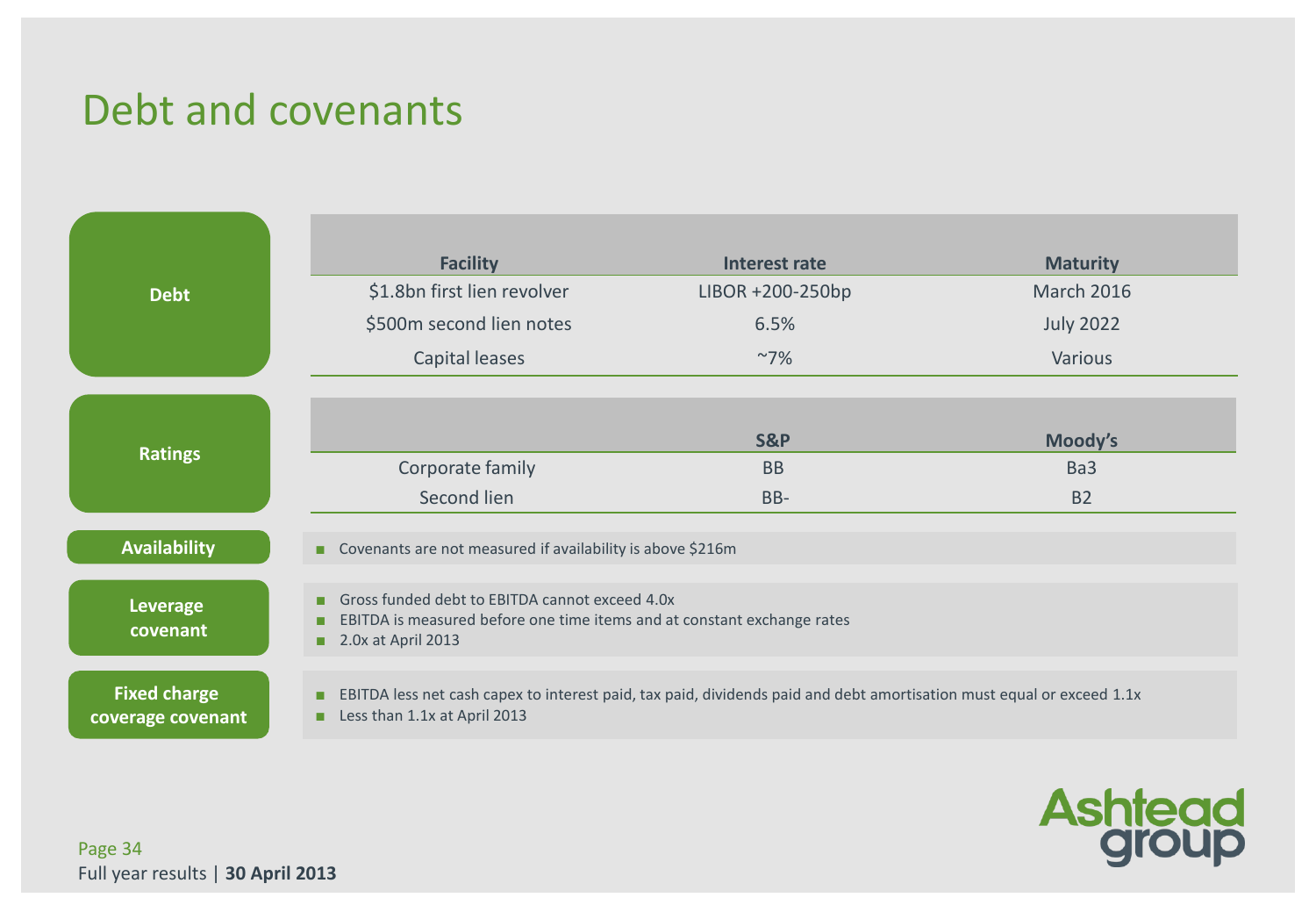# Debt and covenants

**Debt**

| Facility | Interest rate | Maturity |
|---|---|---|
| $1.8bn first lien revolver | LIBOR +200-250bp | March 2016 |
| $500m second lien notes | 6.5% | July 2022 |
| Capital leases | ~7% | Various |

**Ratings**

| | S&P | Moody's |
|---|---|---|
| Corporate family | BB | Ba3 |
| Second lien | BB- | B2 |

**Availability**

- Covenants are not measured if availability is above $216m

**Leverage covenant**

- Gross funded debt to EBITDA cannot exceed 4.0x
- EBITDA is measured before one time items and at constant exchange rates
- 2.0x at April 2013

**Fixed charge coverage covenant**

- EBITDA less net cash capex to interest paid, tax paid, dividends paid and debt amortisation must equal or exceed 1.1x
- Less than 1.1x at April 2013